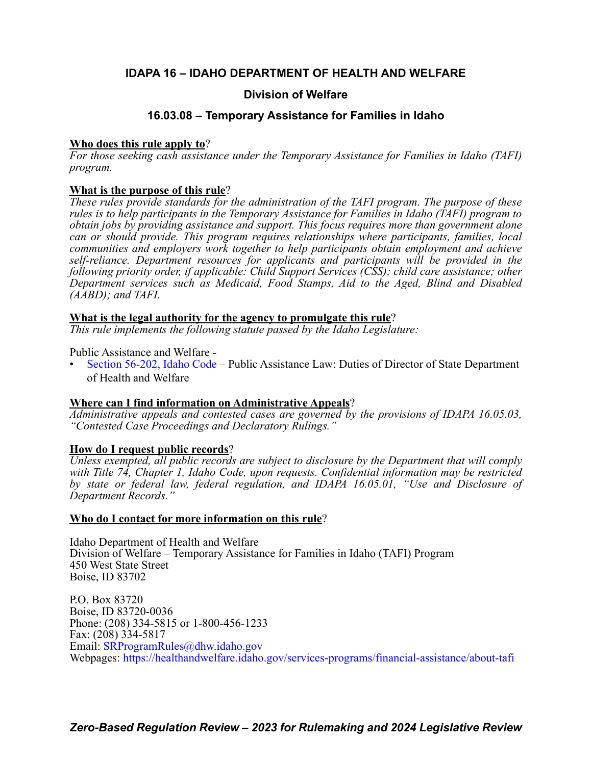# IDAPA 16 – IDAHO DEPARTMENT OF HEALTH AND WELFARE

## Division of Welfare

## 16.03.08 – Temporary Assistance for Families in Idaho

**Who does this rule apply to**?
*For those seeking cash assistance under the Temporary Assistance for Families in Idaho (TAFI) program.*

**What is the purpose of this rule**?
*These rules provide standards for the administration of the TAFI program. The purpose of these rules is to help participants in the Temporary Assistance for Families in Idaho (TAFI) program to obtain jobs by providing assistance and support. This focus requires more than government alone can or should provide. This program requires relationships where participants, families, local communities and employers work together to help participants obtain employment and achieve self-reliance. Department resources for applicants and participants will be provided in the following priority order, if applicable: Child Support Services (CSS); child care assistance; other Department services such as Medicaid, Food Stamps, Aid to the Aged, Blind and Disabled (AABD); and TAFI.*

**What is the legal authority for the agency to promulgate this rule**?
*This rule implements the following statute passed by the Idaho Legislature:*

Public Assistance and Welfare -

- Section 56-202, Idaho Code – Public Assistance Law: Duties of Director of State Department of Health and Welfare

**Where can I find information on Administrative Appeals**?
*Administrative appeals and contested cases are governed by the provisions of IDAPA 16.05.03, "Contested Case Proceedings and Declaratory Rulings."*

**How do I request public records**?
*Unless exempted, all public records are subject to disclosure by the Department that will comply with Title 74, Chapter 1, Idaho Code, upon requests. Confidential information may be restricted by state or federal law, federal regulation, and IDAPA 16.05.01, "Use and Disclosure of Department Records."*

**Who do I contact for more information on this rule**?

Idaho Department of Health and Welfare
Division of Welfare – Temporary Assistance for Families in Idaho (TAFI) Program
450 West State Street
Boise, ID 83702

P.O. Box 83720
Boise, ID 83720-0036
Phone: (208) 334-5815 or 1-800-456-1233
Fax: (208) 334-5817
Email: SRProgramRules@dhw.idaho.gov
Webpages: https://healthandwelfare.idaho.gov/services-programs/financial-assistance/about-tafi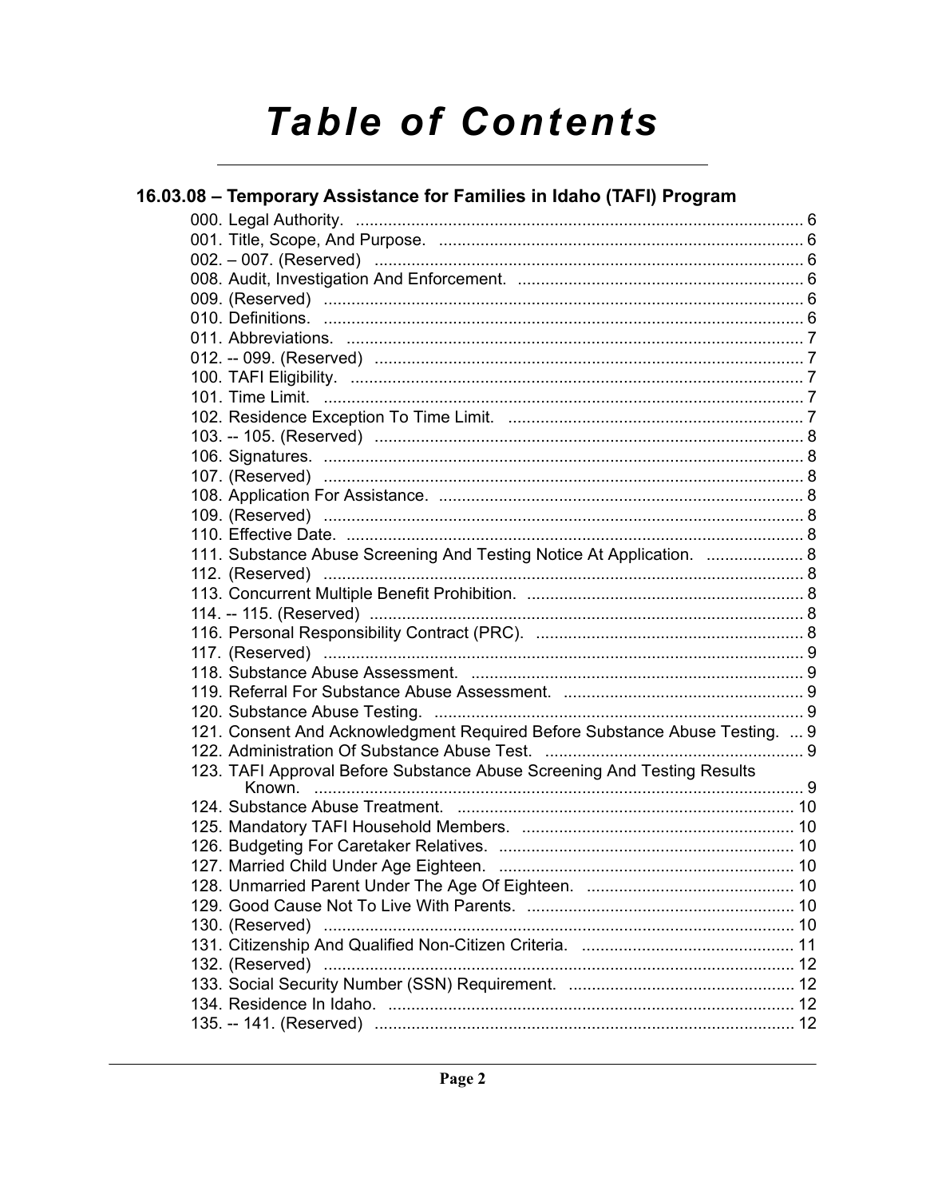# Table of Contents

## 16.03.08 – Temporary Assistance for Families in Idaho (TAFI) Program

000. Legal Authority. .......... 6
001. Title, Scope, And Purpose. .......... 6
002. – 007. (Reserved) .......... 6
008. Audit, Investigation And Enforcement. .......... 6
009. (Reserved) .......... 6
010. Definitions. .......... 6
011. Abbreviations. .......... 7
012. -- 099. (Reserved) .......... 7
100. TAFI Eligibility. .......... 7
101. Time Limit. .......... 7
102. Residence Exception To Time Limit. .......... 7
103. -- 105. (Reserved) .......... 8
106. Signatures. .......... 8
107. (Reserved) .......... 8
108. Application For Assistance. .......... 8
109. (Reserved) .......... 8
110. Effective Date. .......... 8
111. Substance Abuse Screening And Testing Notice At Application. .......... 8
112. (Reserved) .......... 8
113. Concurrent Multiple Benefit Prohibition. .......... 8
114. -- 115. (Reserved) .......... 8
116. Personal Responsibility Contract (PRC). .......... 8
117. (Reserved) .......... 9
118. Substance Abuse Assessment. .......... 9
119. Referral For Substance Abuse Assessment. .......... 9
120. Substance Abuse Testing. .......... 9
121. Consent And Acknowledgment Required Before Substance Abuse Testing. .......... 9
122. Administration Of Substance Abuse Test. .......... 9
123. TAFI Approval Before Substance Abuse Screening And Testing Results Known. .......... 9
124. Substance Abuse Treatment. .......... 10
125. Mandatory TAFI Household Members. .......... 10
126. Budgeting For Caretaker Relatives. .......... 10
127. Married Child Under Age Eighteen. .......... 10
128. Unmarried Parent Under The Age Of Eighteen. .......... 10
129. Good Cause Not To Live With Parents. .......... 10
130. (Reserved) .......... 10
131. Citizenship And Qualified Non-Citizen Criteria. .......... 11
132. (Reserved) .......... 12
133. Social Security Number (SSN) Requirement. .......... 12
134. Residence In Idaho. .......... 12
135. -- 141. (Reserved) .......... 12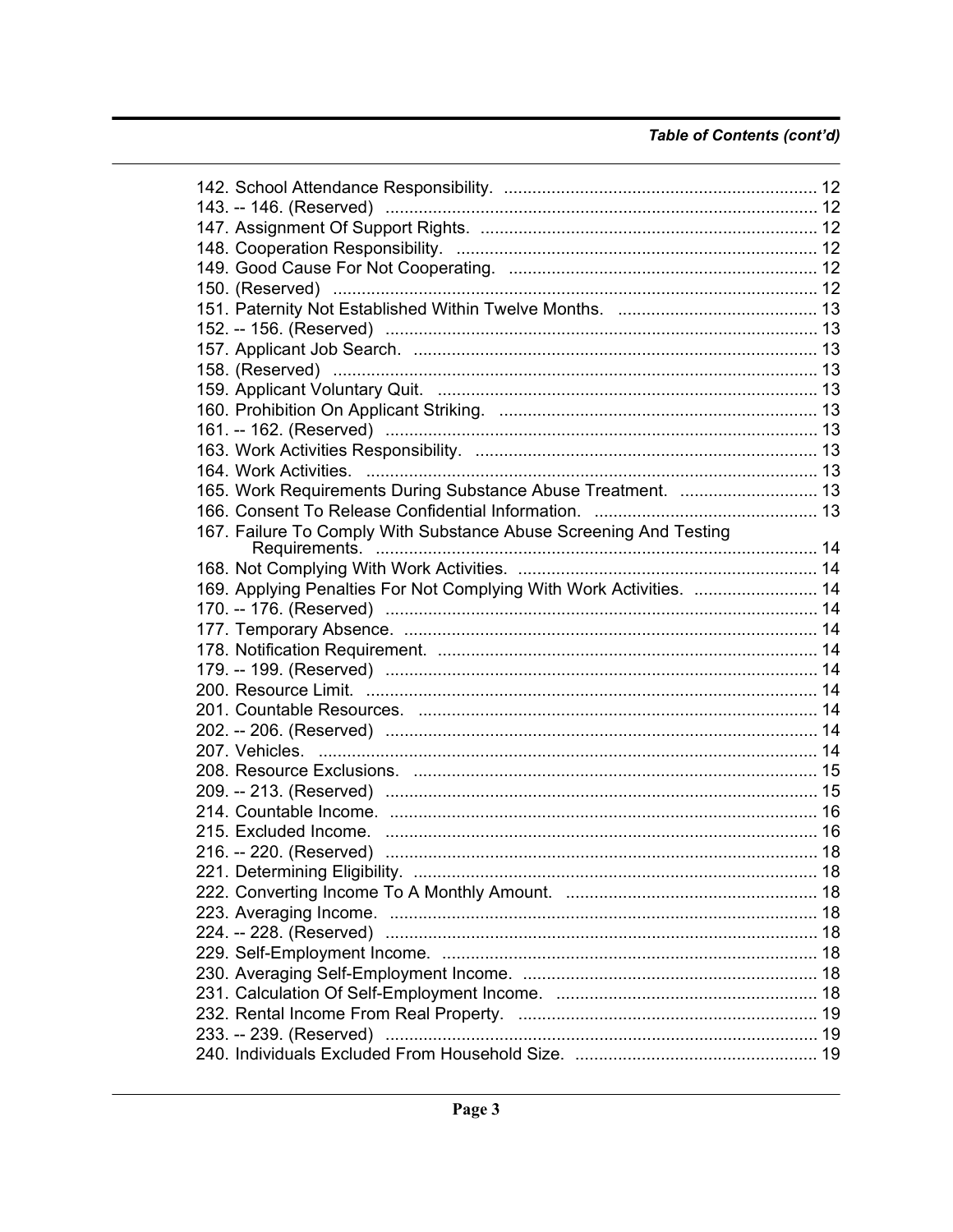*Table of Contents (cont'd)*

142. School Attendance Responsibility. .................................................................. 12
143. -- 146. (Reserved) ........................................................................................... 12
147. Assignment Of Support Rights. ....................................................................... 12
148. Cooperation Responsibility. ............................................................................. 12
149. Good Cause For Not Cooperating. ................................................................. 12
150. (Reserved) ...................................................................................................... 12
151. Paternity Not Established Within Twelve Months. .......................................... 13
152. -- 156. (Reserved) ........................................................................................... 13
157. Applicant Job Search. ..................................................................................... 13
158. (Reserved) ...................................................................................................... 13
159. Applicant Voluntary Quit. ................................................................................ 13
160. Prohibition On Applicant Striking. ................................................................... 13
161. -- 162. (Reserved) ........................................................................................... 13
163. Work Activities Responsibility. ........................................................................ 13
164. Work Activities. ............................................................................................... 13
165. Work Requirements During Substance Abuse Treatment. ............................. 13
166. Consent To Release Confidential Information. ............................................... 13
167. Failure To Comply With Substance Abuse Screening And Testing Requirements. ............................................................................................. 14
168. Not Complying With Work Activities. ............................................................... 14
169. Applying Penalties For Not Complying With Work Activities. .......................... 14
170. -- 176. (Reserved) ........................................................................................... 14
177. Temporary Absence. ....................................................................................... 14
178. Notification Requirement. ................................................................................ 14
179. -- 199. (Reserved) ........................................................................................... 14
200. Resource Limit. ............................................................................................... 14
201. Countable Resources. .................................................................................... 14
202. -- 206. (Reserved) ........................................................................................... 14
207. Vehicles. ......................................................................................................... 14
208. Resource Exclusions. ..................................................................................... 15
209. -- 213. (Reserved) ........................................................................................... 15
214. Countable Income. .......................................................................................... 16
215. Excluded Income. ........................................................................................... 16
216. -- 220. (Reserved) ........................................................................................... 18
221. Determining Eligibility. ..................................................................................... 18
222. Converting Income To A Monthly Amount. ..................................................... 18
223. Averaging Income. .......................................................................................... 18
224. -- 228. (Reserved) ........................................................................................... 18
229. Self-Employment Income. ............................................................................... 18
230. Averaging Self-Employment Income. .............................................................. 18
231. Calculation Of Self-Employment Income. ....................................................... 18
232. Rental Income From Real Property. ............................................................... 19
233. -- 239. (Reserved) ........................................................................................... 19
240. Individuals Excluded From Household Size. ................................................... 19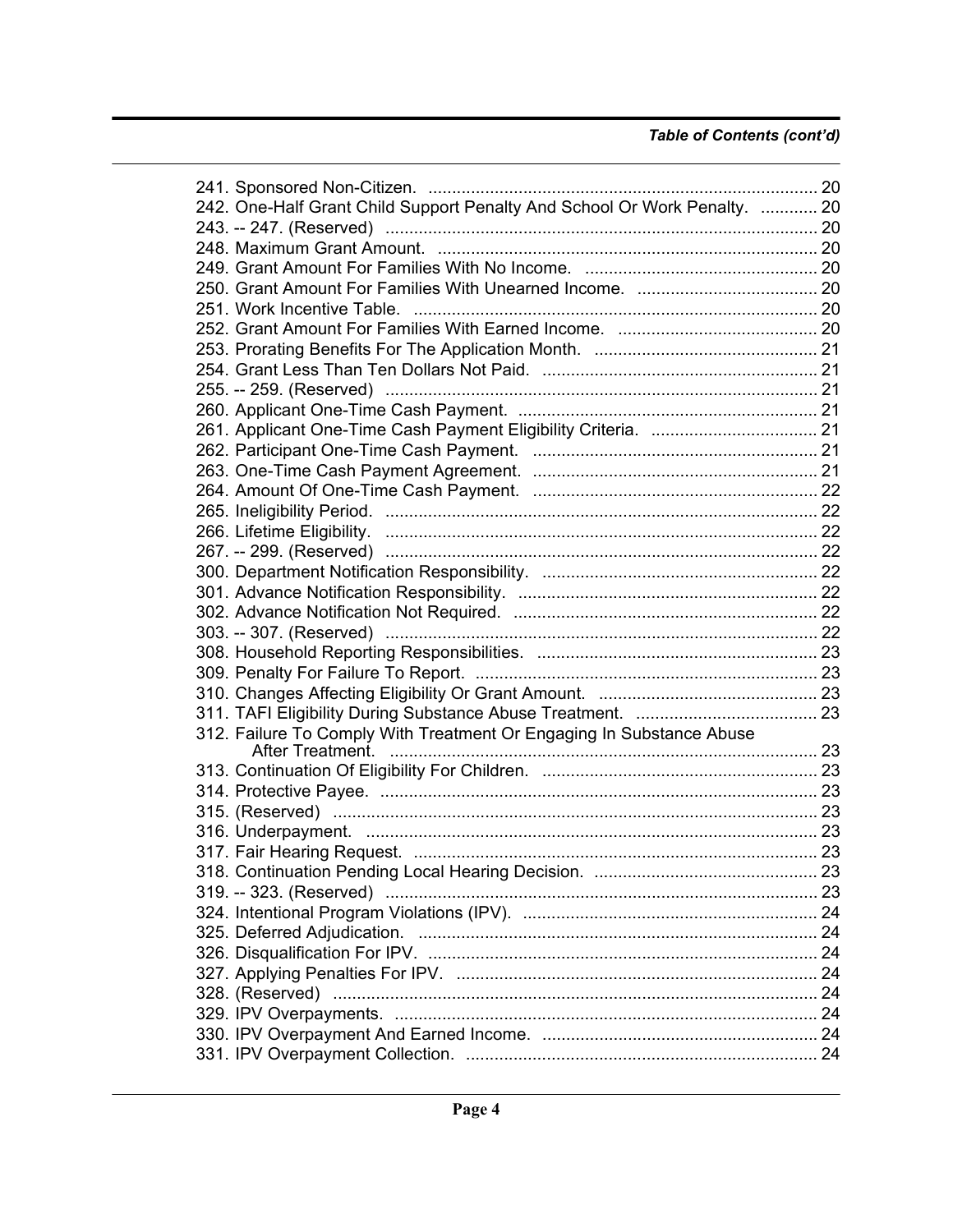*Table of Contents (cont'd)*

241. Sponsored Non-Citizen. .................................................................................. 20
242. One-Half Grant Child Support Penalty And School Or Work Penalty. ............ 20
243. -- 247. (Reserved) .......................................................................................... 20
248. Maximum Grant Amount. ............................................................................... 20
249. Grant Amount For Families With No Income. ................................................ 20
250. Grant Amount For Families With Unearned Income. ..................................... 20
251. Work Incentive Table. .................................................................................... 20
252. Grant Amount For Families With Earned Income. ......................................... 20
253. Prorating Benefits For The Application Month. .............................................. 21
254. Grant Less Than Ten Dollars Not Paid. ......................................................... 21
255. -- 259. (Reserved) .......................................................................................... 21
260. Applicant One-Time Cash Payment. .............................................................. 21
261. Applicant One-Time Cash Payment Eligibility Criteria. .................................. 21
262. Participant One-Time Cash Payment. ........................................................... 21
263. One-Time Cash Payment Agreement. ........................................................... 21
264. Amount Of One-Time Cash Payment. ............................................................ 22
265. Ineligibility Period. .......................................................................................... 22
266. Lifetime Eligibility. .......................................................................................... 22
267. -- 299. (Reserved) .......................................................................................... 22
300. Department Notification Responsibility. ......................................................... 22
301. Advance Notification Responsibility. .............................................................. 22
302. Advance Notification Not Required. ............................................................... 22
303. -- 307. (Reserved) .......................................................................................... 22
308. Household Reporting Responsibilities. .......................................................... 23
309. Penalty For Failure To Report. ....................................................................... 23
310. Changes Affecting Eligibility Or Grant Amount. ............................................. 23
311. TAFI Eligibility During Substance Abuse Treatment. ..................................... 23
312. Failure To Comply With Treatment Or Engaging In Substance Abuse After Treatment. ......................................................................................... 23
313. Continuation Of Eligibility For Children. ......................................................... 23
314. Protective Payee. ........................................................................................... 23
315. (Reserved) ...................................................................................................... 23
316. Underpayment. ............................................................................................... 23
317. Fair Hearing Request. .................................................................................... 23
318. Continuation Pending Local Hearing Decision. .............................................. 23
319. -- 323. (Reserved) .......................................................................................... 23
324. Intentional Program Violations (IPV). ............................................................. 24
325. Deferred Adjudication. ................................................................................... 24
326. Disqualification For IPV. ................................................................................. 24
327. Applying Penalties For IPV. ........................................................................... 24
328. (Reserved) ...................................................................................................... 24
329. IPV Overpayments. ........................................................................................ 24
330. IPV Overpayment And Earned Income. ......................................................... 24
331. IPV Overpayment Collection. ......................................................................... 24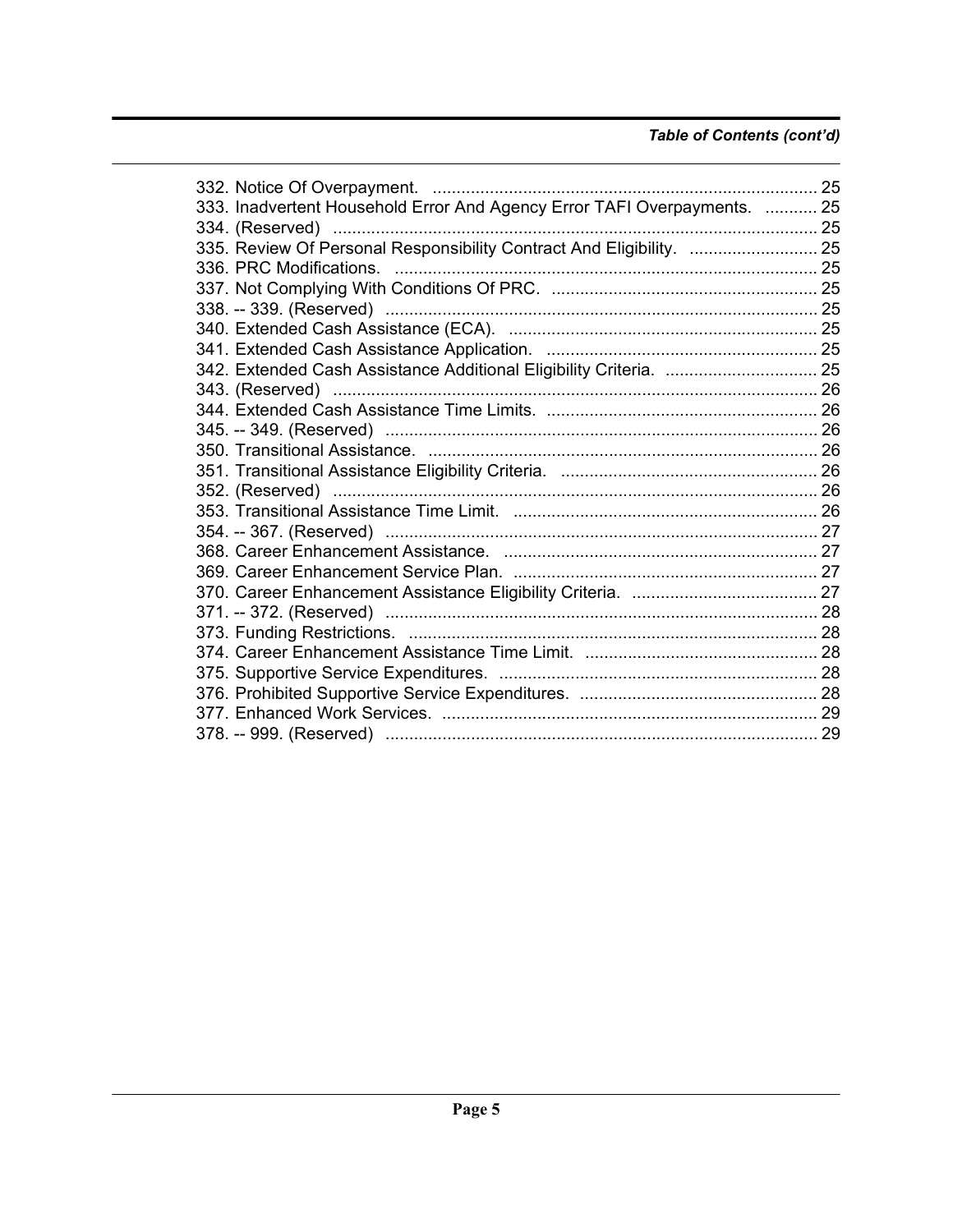*Table of Contents (cont'd)*

332. Notice Of Overpayment. ........................................................................ 25
333. Inadvertent Household Error And Agency Error TAFI Overpayments. ........... 25
334. (Reserved) ...................................................................................... 25
335. Review Of Personal Responsibility Contract And Eligibility. ........................... 25
336. PRC Modifications. .......................................................................... 25
337. Not Complying With Conditions Of PRC. ........................................................ 25
338. -- 339. (Reserved) ........................................................................... 25
340. Extended Cash Assistance (ECA). ................................................................. 25
341. Extended Cash Assistance Application. ......................................................... 25
342. Extended Cash Assistance Additional Eligibility Criteria. ................................ 25
343. (Reserved) ...................................................................................... 26
344. Extended Cash Assistance Time Limits. ......................................................... 26
345. -- 349. (Reserved) ........................................................................... 26
350. Transitional Assistance. .................................................................. 26
351. Transitional Assistance Eligibility Criteria. ...................................................... 26
352. (Reserved) ...................................................................................... 26
353. Transitional Assistance Time Limit. ................................................................ 26
354. -- 367. (Reserved) ........................................................................... 27
368. Career Enhancement Assistance. .................................................................. 27
369. Career Enhancement Service Plan. ................................................................ 27
370. Career Enhancement Assistance Eligibility Criteria. ....................................... 27
371. -- 372. (Reserved) ........................................................................... 28
373. Funding Restrictions. ...................................................................... 28
374. Career Enhancement Assistance Time Limit. ................................................. 28
375. Supportive Service Expenditures. ................................................................... 28
376. Prohibited Supportive Service Expenditures. .................................................. 28
377. Enhanced Work Services. ............................................................... 29
378. -- 999. (Reserved) ........................................................................... 29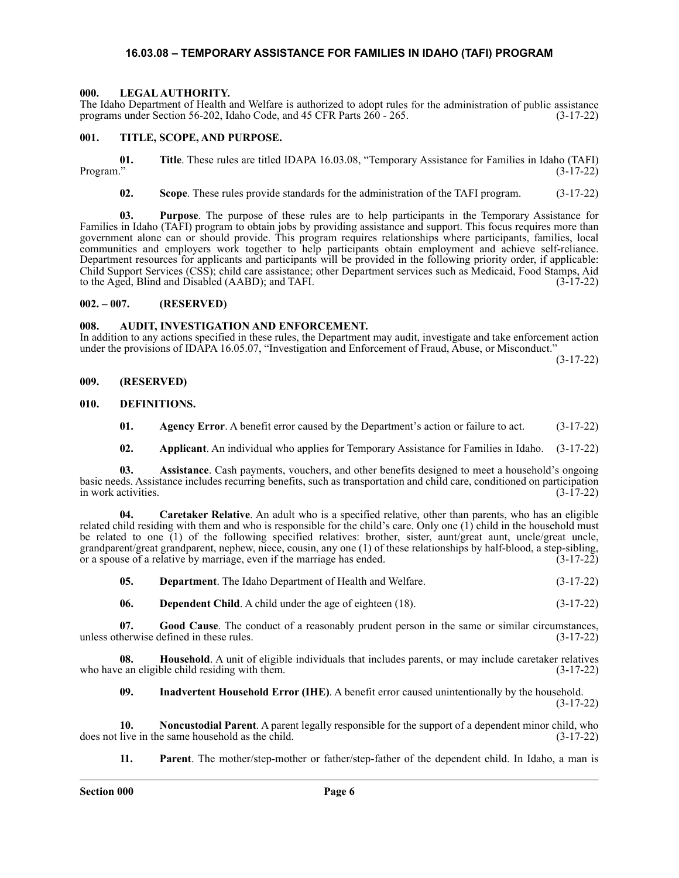## 16.03.08 – TEMPORARY ASSISTANCE FOR FAMILIES IN IDAHO (TAFI) PROGRAM

### 000. LEGAL AUTHORITY.

The Idaho Department of Health and Welfare is authorized to adopt rules for the administration of public assistance programs under Section 56-202, Idaho Code, and 45 CFR Parts 260 - 265. (3-17-22)

### 001. TITLE, SCOPE, AND PURPOSE.

**01. Title**. These rules are titled IDAPA 16.03.08, "Temporary Assistance for Families in Idaho (TAFI) Program." (3-17-22)

**02. Scope**. These rules provide standards for the administration of the TAFI program. (3-17-22)

**03. Purpose**. The purpose of these rules are to help participants in the Temporary Assistance for Families in Idaho (TAFI) program to obtain jobs by providing assistance and support. This focus requires more than government alone can or should provide. This program requires relationships where participants, families, local communities and employers work together to help participants obtain employment and achieve self-reliance. Department resources for applicants and participants will be provided in the following priority order, if applicable: Child Support Services (CSS); child care assistance; other Department services such as Medicaid, Food Stamps, Aid to the Aged, Blind and Disabled (AABD); and TAFI. (3-17-22)

### 002. – 007. (RESERVED)

### 008. AUDIT, INVESTIGATION AND ENFORCEMENT.

In addition to any actions specified in these rules, the Department may audit, investigate and take enforcement action under the provisions of IDAPA 16.05.07, "Investigation and Enforcement of Fraud, Abuse, or Misconduct." (3-17-22)

### 009. (RESERVED)

### 010. DEFINITIONS.

**01. Agency Error**. A benefit error caused by the Department's action or failure to act. (3-17-22)

**02. Applicant**. An individual who applies for Temporary Assistance for Families in Idaho. (3-17-22)

**03. Assistance**. Cash payments, vouchers, and other benefits designed to meet a household's ongoing basic needs. Assistance includes recurring benefits, such as transportation and child care, conditioned on participation in work activities. (3-17-22)

**04. Caretaker Relative**. An adult who is a specified relative, other than parents, who has an eligible related child residing with them and who is responsible for the child's care. Only one (1) child in the household must be related to one (1) of the following specified relatives: brother, sister, aunt/great aunt, uncle/great uncle, grandparent/great grandparent, nephew, niece, cousin, any one (1) of these relationships by half-blood, a step-sibling, or a spouse of a relative by marriage, even if the marriage has ended. (3-17-22)

**05. Department**. The Idaho Department of Health and Welfare. (3-17-22)

**06. Dependent Child**. A child under the age of eighteen (18). (3-17-22)

**07. Good Cause**. The conduct of a reasonably prudent person in the same or similar circumstances, unless otherwise defined in these rules. (3-17-22)

**08. Household**. A unit of eligible individuals that includes parents, or may include caretaker relatives who have an eligible child residing with them. (3-17-22)

**09. Inadvertent Household Error (IHE)**. A benefit error caused unintentionally by the household. (3-17-22)

**10. Noncustodial Parent**. A parent legally responsible for the support of a dependent minor child, who does not live in the same household as the child. (3-17-22)

**11. Parent**. The mother/step-mother or father/step-father of the dependent child. In Idaho, a man is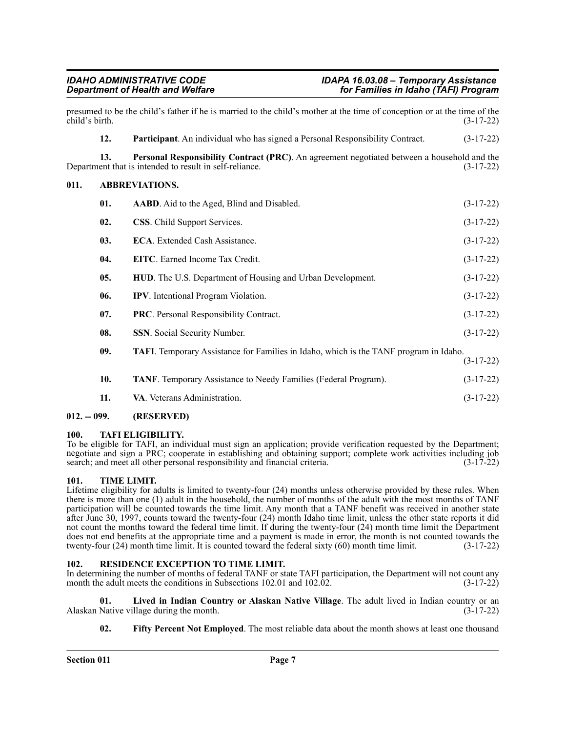presumed to be the child's father if he is married to the child's mother at the time of conception or at the time of the child's birth. (3-17-22)

**12. Participant**. An individual who has signed a Personal Responsibility Contract. (3-17-22)

**13. Personal Responsibility Contract (PRC)**. An agreement negotiated between a household and the Department that is intended to result in self-reliance. (3-17-22)

## 011. ABBREVIATIONS.

**01. AABD**. Aid to the Aged, Blind and Disabled. (3-17-22)

**02. CSS**. Child Support Services. (3-17-22)

**03. ECA**. Extended Cash Assistance. (3-17-22)

**04. EITC**. Earned Income Tax Credit. (3-17-22)

**05. HUD**. The U.S. Department of Housing and Urban Development. (3-17-22)

**06. IPV**. Intentional Program Violation. (3-17-22)

**07. PRC**. Personal Responsibility Contract. (3-17-22)

**08. SSN**. Social Security Number. (3-17-22)

**09. TAFI**. Temporary Assistance for Families in Idaho, which is the TANF program in Idaho. (3-17-22)

**10. TANF**. Temporary Assistance to Needy Families (Federal Program). (3-17-22)

**11. VA**. Veterans Administration. (3-17-22)

## 012. -- 099. (RESERVED)

## 100. TAFI ELIGIBILITY.

To be eligible for TAFI, an individual must sign an application; provide verification requested by the Department; negotiate and sign a PRC; cooperate in establishing and obtaining support; complete work activities including job search; and meet all other personal responsibility and financial criteria. (3-17-22)

## 101. TIME LIMIT.

Lifetime eligibility for adults is limited to twenty-four (24) months unless otherwise provided by these rules. When there is more than one (1) adult in the household, the number of months of the adult with the most months of TANF participation will be counted towards the time limit. Any month that a TANF benefit was received in another state after June 30, 1997, counts toward the twenty-four (24) month Idaho time limit, unless the other state reports it did not count the months toward the federal time limit. If during the twenty-four (24) month time limit the Department does not end benefits at the appropriate time and a payment is made in error, the month is not counted towards the twenty-four (24) month time limit. It is counted toward the federal sixty (60) month time limit. (3-17-22)

## 102. RESIDENCE EXCEPTION TO TIME LIMIT.

In determining the number of months of federal TANF or state TAFI participation, the Department will not count any month the adult meets the conditions in Subsections 102.01 and 102.02. (3-17-22)

**01. Lived in Indian Country or Alaskan Native Village**. The adult lived in Indian country or an Alaskan Native village during the month. (3-17-22)

**02. Fifty Percent Not Employed**. The most reliable data about the month shows at least one thousand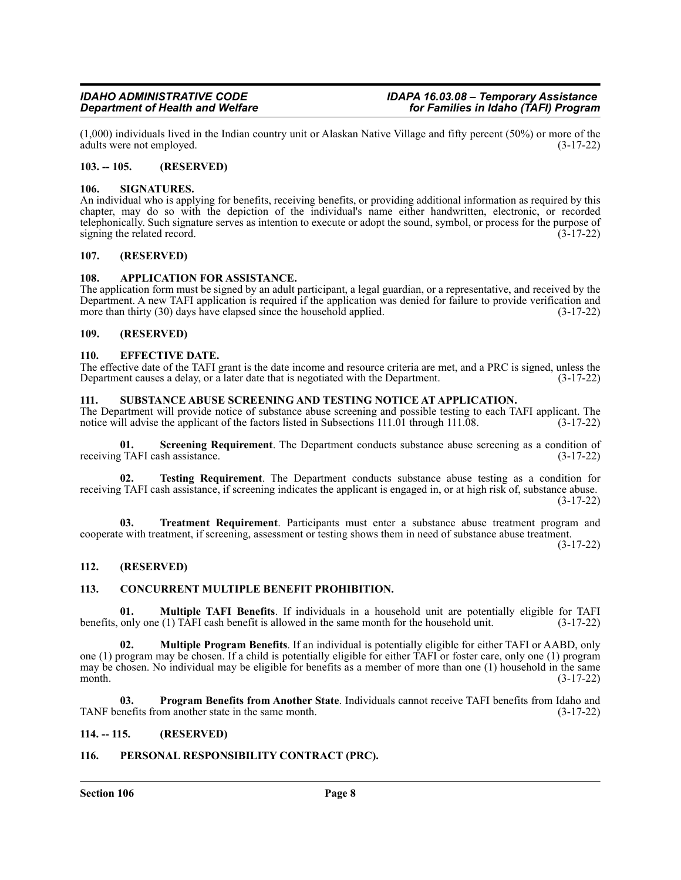(1,000) individuals lived in the Indian country unit or Alaskan Native Village and fifty percent (50%) or more of the adults were not employed. (3-17-22)

## 103. -- 105. (RESERVED)

## 106. SIGNATURES.

An individual who is applying for benefits, receiving benefits, or providing additional information as required by this chapter, may do so with the depiction of the individual's name either handwritten, electronic, or recorded telephonically. Such signature serves as intention to execute or adopt the sound, symbol, or process for the purpose of signing the related record. (3-17-22)

## 107. (RESERVED)

## 108. APPLICATION FOR ASSISTANCE.

The application form must be signed by an adult participant, a legal guardian, or a representative, and received by the Department. A new TAFI application is required if the application was denied for failure to provide verification and more than thirty (30) days have elapsed since the household applied. (3-17-22)

## 109. (RESERVED)

## 110. EFFECTIVE DATE.

The effective date of the TAFI grant is the date income and resource criteria are met, and a PRC is signed, unless the Department causes a delay, or a later date that is negotiated with the Department. (3-17-22)

## 111. SUBSTANCE ABUSE SCREENING AND TESTING NOTICE AT APPLICATION.

The Department will provide notice of substance abuse screening and possible testing to each TAFI applicant. The notice will advise the applicant of the factors listed in Subsections 111.01 through 111.08. (3-17-22)

**01. Screening Requirement**. The Department conducts substance abuse screening as a condition of receiving TAFI cash assistance. (3-17-22)

**02. Testing Requirement**. The Department conducts substance abuse testing as a condition for receiving TAFI cash assistance, if screening indicates the applicant is engaged in, or at high risk of, substance abuse. (3-17-22)

**03. Treatment Requirement**. Participants must enter a substance abuse treatment program and cooperate with treatment, if screening, assessment or testing shows them in need of substance abuse treatment. (3-17-22)

## 112. (RESERVED)

## 113. CONCURRENT MULTIPLE BENEFIT PROHIBITION.

**01. Multiple TAFI Benefits**. If individuals in a household unit are potentially eligible for TAFI benefits, only one (1) TAFI cash benefit is allowed in the same month for the household unit. (3-17-22)

**02. Multiple Program Benefits**. If an individual is potentially eligible for either TAFI or AABD, only one (1) program may be chosen. If a child is potentially eligible for either TAFI or foster care, only one (1) program may be chosen. No individual may be eligible for benefits as a member of more than one (1) household in the same month. (3-17-22)

**03. Program Benefits from Another State**. Individuals cannot receive TAFI benefits from Idaho and TANF benefits from another state in the same month. (3-17-22)

## 114. -- 115. (RESERVED)

## 116. PERSONAL RESPONSIBILITY CONTRACT (PRC).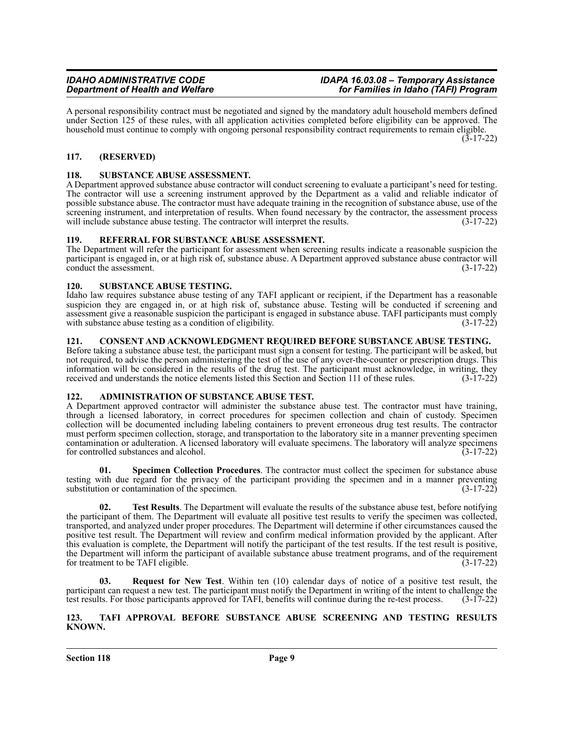A personal responsibility contract must be negotiated and signed by the mandatory adult household members defined under Section 125 of these rules, with all application activities completed before eligibility can be approved. The household must continue to comply with ongoing personal responsibility contract requirements to remain eligible. (3-17-22)

### 117. (RESERVED)

### 118. SUBSTANCE ABUSE ASSESSMENT.

A Department approved substance abuse contractor will conduct screening to evaluate a participant's need for testing. The contractor will use a screening instrument approved by the Department as a valid and reliable indicator of possible substance abuse. The contractor must have adequate training in the recognition of substance abuse, use of the screening instrument, and interpretation of results. When found necessary by the contractor, the assessment process will include substance abuse testing. The contractor will interpret the results. (3-17-22)

### 119. REFERRAL FOR SUBSTANCE ABUSE ASSESSMENT.

The Department will refer the participant for assessment when screening results indicate a reasonable suspicion the participant is engaged in, or at high risk of, substance abuse. A Department approved substance abuse contractor will conduct the assessment. (3-17-22)

### 120. SUBSTANCE ABUSE TESTING.

Idaho law requires substance abuse testing of any TAFI applicant or recipient, if the Department has a reasonable suspicion they are engaged in, or at high risk of, substance abuse. Testing will be conducted if screening and assessment give a reasonable suspicion the participant is engaged in substance abuse. TAFI participants must comply with substance abuse testing as a condition of eligibility. (3-17-22)

### 121. CONSENT AND ACKNOWLEDGMENT REQUIRED BEFORE SUBSTANCE ABUSE TESTING.

Before taking a substance abuse test, the participant must sign a consent for testing. The participant will be asked, but not required, to advise the person administering the test of the use of any over-the-counter or prescription drugs. This information will be considered in the results of the drug test. The participant must acknowledge, in writing, they received and understands the notice elements listed this Section and Section 111 of these rules. (3-17-22)

### 122. ADMINISTRATION OF SUBSTANCE ABUSE TEST.

A Department approved contractor will administer the substance abuse test. The contractor must have training, through a licensed laboratory, in correct procedures for specimen collection and chain of custody. Specimen collection will be documented including labeling containers to prevent erroneous drug test results. The contractor must perform specimen collection, storage, and transportation to the laboratory site in a manner preventing specimen contamination or adulteration. A licensed laboratory will evaluate specimens. The laboratory will analyze specimens for controlled substances and alcohol. (3-17-22)

**01. Specimen Collection Procedures**. The contractor must collect the specimen for substance abuse testing with due regard for the privacy of the participant providing the specimen and in a manner preventing substitution or contamination of the specimen. (3-17-22)

**02. Test Results**. The Department will evaluate the results of the substance abuse test, before notifying the participant of them. The Department will evaluate all positive test results to verify the specimen was collected, transported, and analyzed under proper procedures. The Department will determine if other circumstances caused the positive test result. The Department will review and confirm medical information provided by the applicant. After this evaluation is complete, the Department will notify the participant of the test results. If the test result is positive, the Department will inform the participant of available substance abuse treatment programs, and of the requirement for treatment to be TAFI eligible. (3-17-22)

**03. Request for New Test**. Within ten (10) calendar days of notice of a positive test result, the participant can request a new test. The participant must notify the Department in writing of the intent to challenge the test results. For those participants approved for TAFI, benefits will continue during the re-test process. (3-17-22)

### 123. TAFI APPROVAL BEFORE SUBSTANCE ABUSE SCREENING AND TESTING RESULTS KNOWN.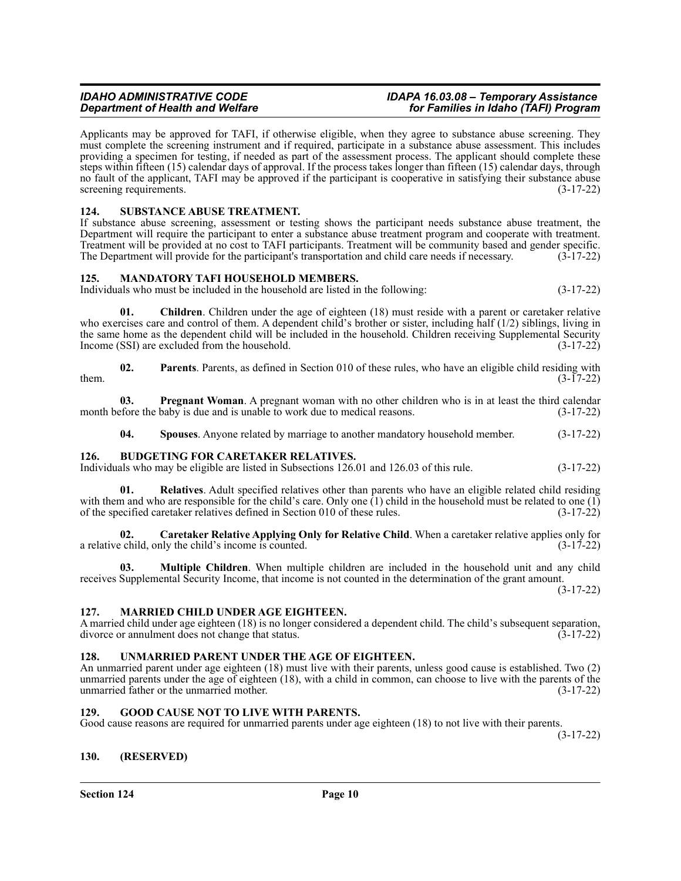Applicants may be approved for TAFI, if otherwise eligible, when they agree to substance abuse screening. They must complete the screening instrument and if required, participate in a substance abuse assessment. This includes providing a specimen for testing, if needed as part of the assessment process. The applicant should complete these steps within fifteen (15) calendar days of approval. If the process takes longer than fifteen (15) calendar days, through no fault of the applicant, TAFI may be approved if the participant is cooperative in satisfying their substance abuse screening requirements. (3-17-22)

## 124. SUBSTANCE ABUSE TREATMENT.

If substance abuse screening, assessment or testing shows the participant needs substance abuse treatment, the Department will require the participant to enter a substance abuse treatment program and cooperate with treatment. Treatment will be provided at no cost to TAFI participants. Treatment will be community based and gender specific. The Department will provide for the participant's transportation and child care needs if necessary. (3-17-22)

## 125. MANDATORY TAFI HOUSEHOLD MEMBERS.

Individuals who must be included in the household are listed in the following: (3-17-22)

**01. Children**. Children under the age of eighteen (18) must reside with a parent or caretaker relative who exercises care and control of them. A dependent child's brother or sister, including half (1/2) siblings, living in the same home as the dependent child will be included in the household. Children receiving Supplemental Security Income (SSI) are excluded from the household. (3-17-22)

**02. Parents**. Parents, as defined in Section 010 of these rules, who have an eligible child residing with them. (3-17-22)

**03. Pregnant Woman**. A pregnant woman with no other children who is in at least the third calendar month before the baby is due and is unable to work due to medical reasons. (3-17-22)

**04. Spouses**. Anyone related by marriage to another mandatory household member. (3-17-22)

## 126. BUDGETING FOR CARETAKER RELATIVES.

Individuals who may be eligible are listed in Subsections 126.01 and 126.03 of this rule. (3-17-22)

**01. Relatives**. Adult specified relatives other than parents who have an eligible related child residing with them and who are responsible for the child's care. Only one (1) child in the household must be related to one (1) of the specified caretaker relatives defined in Section 010 of these rules. (3-17-22)

**02. Caretaker Relative Applying Only for Relative Child**. When a caretaker relative applies only for a relative child, only the child's income is counted. (3-17-22)

**03. Multiple Children**. When multiple children are included in the household unit and any child receives Supplemental Security Income, that income is not counted in the determination of the grant amount. (3-17-22)

## 127. MARRIED CHILD UNDER AGE EIGHTEEN.

A married child under age eighteen (18) is no longer considered a dependent child. The child's subsequent separation, divorce or annulment does not change that status. (3-17-22)

## 128. UNMARRIED PARENT UNDER THE AGE OF EIGHTEEN.

An unmarried parent under age eighteen (18) must live with their parents, unless good cause is established. Two (2) unmarried parents under the age of eighteen (18), with a child in common, can choose to live with the parents of the unmarried father or the unmarried mother. (3-17-22)

## 129. GOOD CAUSE NOT TO LIVE WITH PARENTS.

Good cause reasons are required for unmarried parents under age eighteen (18) to not live with their parents. (3-17-22)

## 130. (RESERVED)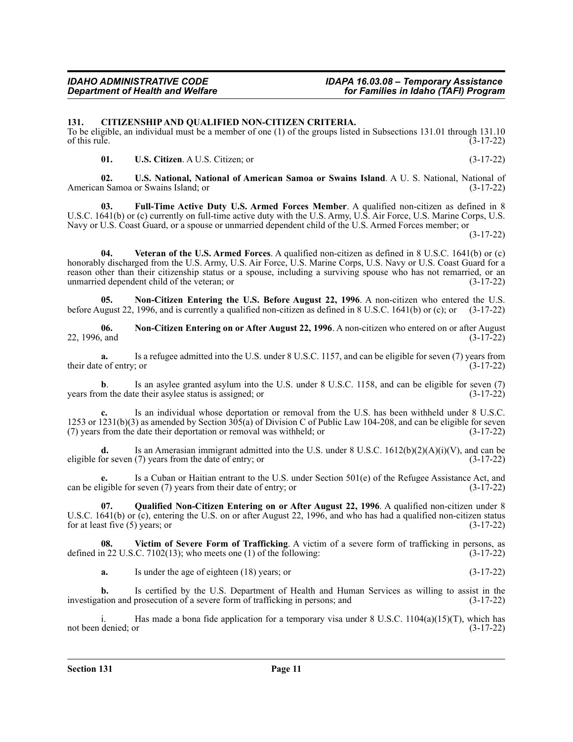## 131. CITIZENSHIP AND QUALIFIED NON-CITIZEN CRITERIA.

To be eligible, an individual must be a member of one (1) of the groups listed in Subsections 131.01 through 131.10 of this rule. (3-17-22)

**01. U.S. Citizen**. A U.S. Citizen; or (3-17-22)

**02. U.S. National, National of American Samoa or Swains Island**. A U. S. National, National of American Samoa or Swains Island; or (3-17-22)

**03. Full-Time Active Duty U.S. Armed Forces Member**. A qualified non-citizen as defined in 8 U.S.C. 1641(b) or (c) currently on full-time active duty with the U.S. Army, U.S. Air Force, U.S. Marine Corps, U.S. Navy or U.S. Coast Guard, or a spouse or unmarried dependent child of the U.S. Armed Forces member; or (3-17-22)

**04. Veteran of the U.S. Armed Forces**. A qualified non-citizen as defined in 8 U.S.C. 1641(b) or (c) honorably discharged from the U.S. Army, U.S. Air Force, U.S. Marine Corps, U.S. Navy or U.S. Coast Guard for a reason other than their citizenship status or a spouse, including a surviving spouse who has not remarried, or an unmarried dependent child of the veteran; or (3-17-22)

**05. Non-Citizen Entering the U.S. Before August 22, 1996**. A non-citizen who entered the U.S. before August 22, 1996, and is currently a qualified non-citizen as defined in 8 U.S.C. 1641(b) or (c); or (3-17-22)

**06. Non-Citizen Entering on or After August 22, 1996**. A non-citizen who entered on or after August 22, 1996, and (3-17-22)

**a.** Is a refugee admitted into the U.S. under 8 U.S.C. 1157, and can be eligible for seven (7) years from their date of entry; or (3-17-22)

**b**. Is an asylee granted asylum into the U.S. under 8 U.S.C. 1158, and can be eligible for seven (7) years from the date their asylee status is assigned; or (3-17-22)

**c.** Is an individual whose deportation or removal from the U.S. has been withheld under 8 U.S.C. 1253 or 1231(b)(3) as amended by Section 305(a) of Division C of Public Law 104-208, and can be eligible for seven (7) years from the date their deportation or removal was withheld; or (3-17-22)

**d.** Is an Amerasian immigrant admitted into the U.S. under 8 U.S.C. 1612(b)(2)(A)(i)(V), and can be eligible for seven (7) years from the date of entry; or (3-17-22)

**e.** Is a Cuban or Haitian entrant to the U.S. under Section 501(e) of the Refugee Assistance Act, and can be eligible for seven (7) years from their date of entry; or (3-17-22)

**07. Qualified Non-Citizen Entering on or After August 22, 1996**. A qualified non-citizen under 8 U.S.C. 1641(b) or (c), entering the U.S. on or after August 22, 1996, and who has had a qualified non-citizen status for at least five (5) years; or (3-17-22)

**08. Victim of Severe Form of Trafficking**. A victim of a severe form of trafficking in persons, as defined in 22 U.S.C. 7102(13); who meets one (1) of the following: (3-17-22)

**a.** Is under the age of eighteen (18) years; or (3-17-22)

**b.** Is certified by the U.S. Department of Health and Human Services as willing to assist in the investigation and prosecution of a severe form of trafficking in persons; and (3-17-22)

i. Has made a bona fide application for a temporary visa under 8 U.S.C. 1104(a)(15)(T), which has not been denied; or (3-17-22)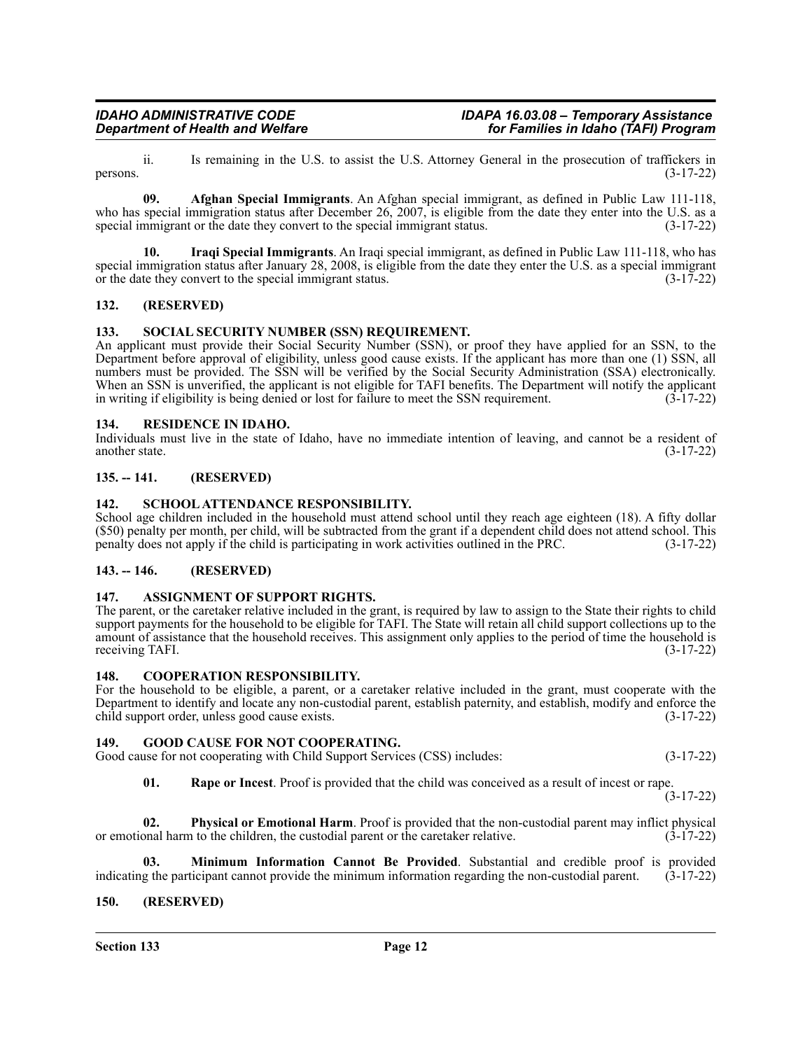ii. Is remaining in the U.S. to assist the U.S. Attorney General in the prosecution of traffickers in persons. (3-17-22)

**09. Afghan Special Immigrants**. An Afghan special immigrant, as defined in Public Law 111-118, who has special immigration status after December 26, 2007, is eligible from the date they enter into the U.S. as a special immigrant or the date they convert to the special immigrant status. (3-17-22)

**10. Iraqi Special Immigrants**. An Iraqi special immigrant, as defined in Public Law 111-118, who has special immigration status after January 28, 2008, is eligible from the date they enter the U.S. as a special immigrant or the date they convert to the special immigrant status. (3-17-22)

### 132. (RESERVED)

### 133. SOCIAL SECURITY NUMBER (SSN) REQUIREMENT.

An applicant must provide their Social Security Number (SSN), or proof they have applied for an SSN, to the Department before approval of eligibility, unless good cause exists. If the applicant has more than one (1) SSN, all numbers must be provided. The SSN will be verified by the Social Security Administration (SSA) electronically. When an SSN is unverified, the applicant is not eligible for TAFI benefits. The Department will notify the applicant in writing if eligibility is being denied or lost for failure to meet the SSN requirement. (3-17-22)

### 134. RESIDENCE IN IDAHO.

Individuals must live in the state of Idaho, have no immediate intention of leaving, and cannot be a resident of another state. (3-17-22)

### 135. -- 141. (RESERVED)

### 142. SCHOOL ATTENDANCE RESPONSIBILITY.

School age children included in the household must attend school until they reach age eighteen (18). A fifty dollar ($50) penalty per month, per child, will be subtracted from the grant if a dependent child does not attend school. This penalty does not apply if the child is participating in work activities outlined in the PRC. (3-17-22)

### 143. -- 146. (RESERVED)

### 147. ASSIGNMENT OF SUPPORT RIGHTS.

The parent, or the caretaker relative included in the grant, is required by law to assign to the State their rights to child support payments for the household to be eligible for TAFI. The State will retain all child support collections up to the amount of assistance that the household receives. This assignment only applies to the period of time the household is receiving TAFI. (3-17-22)

### 148. COOPERATION RESPONSIBILITY.

For the household to be eligible, a parent, or a caretaker relative included in the grant, must cooperate with the Department to identify and locate any non-custodial parent, establish paternity, and establish, modify and enforce the child support order, unless good cause exists. (3-17-22)

### 149. GOOD CAUSE FOR NOT COOPERATING.

Good cause for not cooperating with Child Support Services (CSS) includes: (3-17-22)

**01. Rape or Incest**. Proof is provided that the child was conceived as a result of incest or rape. (3-17-22)

**02. Physical or Emotional Harm**. Proof is provided that the non-custodial parent may inflict physical or emotional harm to the children, the custodial parent or the caretaker relative. (3-17-22)

**03. Minimum Information Cannot Be Provided**. Substantial and credible proof is provided indicating the participant cannot provide the minimum information regarding the non-custodial parent. (3-17-22)

### 150. (RESERVED)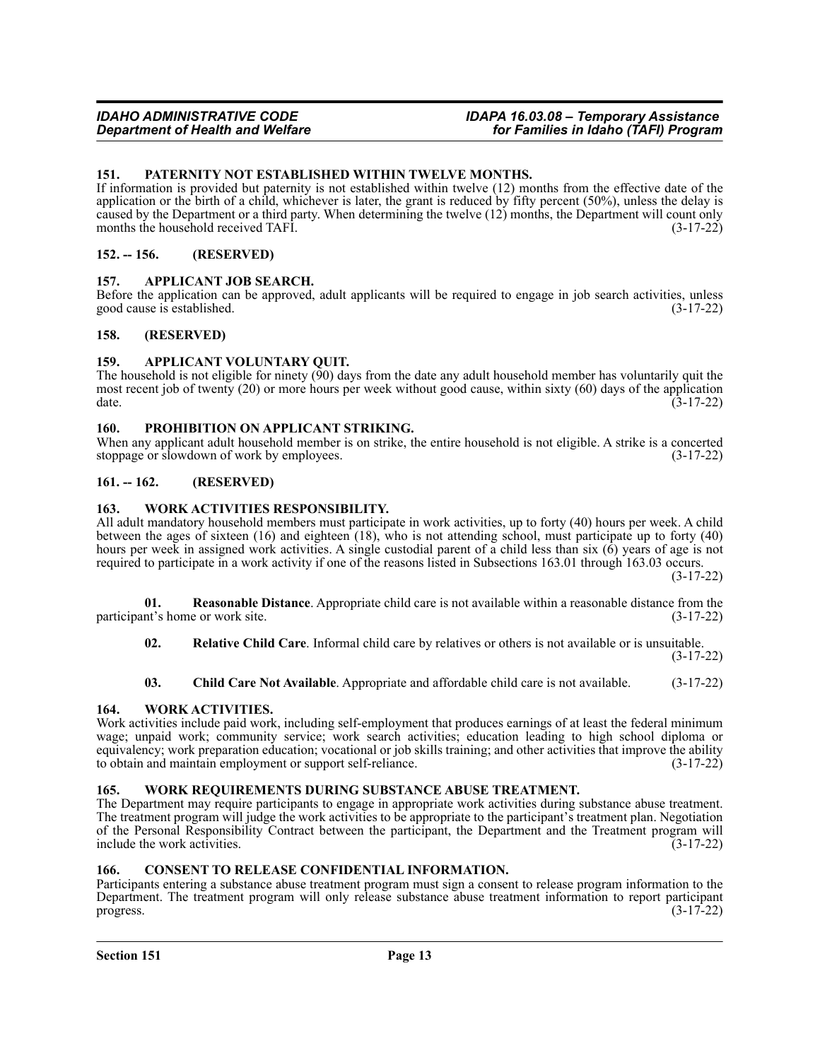## 151. PATERNITY NOT ESTABLISHED WITHIN TWELVE MONTHS.

If information is provided but paternity is not established within twelve (12) months from the effective date of the application or the birth of a child, whichever is later, the grant is reduced by fifty percent (50%), unless the delay is caused by the Department or a third party. When determining the twelve (12) months, the Department will count only months the household received TAFI. (3-17-22)

## 152. -- 156. (RESERVED)

## 157. APPLICANT JOB SEARCH.

Before the application can be approved, adult applicants will be required to engage in job search activities, unless good cause is established. (3-17-22)

## 158. (RESERVED)

## 159. APPLICANT VOLUNTARY QUIT.

The household is not eligible for ninety (90) days from the date any adult household member has voluntarily quit the most recent job of twenty (20) or more hours per week without good cause, within sixty (60) days of the application date. (3-17-22)

## 160. PROHIBITION ON APPLICANT STRIKING.

When any applicant adult household member is on strike, the entire household is not eligible. A strike is a concerted stoppage or slowdown of work by employees. (3-17-22)

## 161. -- 162. (RESERVED)

## 163. WORK ACTIVITIES RESPONSIBILITY.

All adult mandatory household members must participate in work activities, up to forty (40) hours per week. A child between the ages of sixteen (16) and eighteen (18), who is not attending school, must participate up to forty (40) hours per week in assigned work activities. A single custodial parent of a child less than six (6) years of age is not required to participate in a work activity if one of the reasons listed in Subsections 163.01 through 163.03 occurs. (3-17-22)

**01. Reasonable Distance**. Appropriate child care is not available within a reasonable distance from the participant's home or work site. (3-17-22)

**02. Relative Child Care**. Informal child care by relatives or others is not available or is unsuitable. (3-17-22)

**03. Child Care Not Available**. Appropriate and affordable child care is not available. (3-17-22)

## 164. WORK ACTIVITIES.

Work activities include paid work, including self-employment that produces earnings of at least the federal minimum wage; unpaid work; community service; work search activities; education leading to high school diploma or equivalency; work preparation education; vocational or job skills training; and other activities that improve the ability to obtain and maintain employment or support self-reliance. (3-17-22)

## 165. WORK REQUIREMENTS DURING SUBSTANCE ABUSE TREATMENT.

The Department may require participants to engage in appropriate work activities during substance abuse treatment. The treatment program will judge the work activities to be appropriate to the participant's treatment plan. Negotiation of the Personal Responsibility Contract between the participant, the Department and the Treatment program will include the work activities. (3-17-22)

## 166. CONSENT TO RELEASE CONFIDENTIAL INFORMATION.

Participants entering a substance abuse treatment program must sign a consent to release program information to the Department. The treatment program will only release substance abuse treatment information to report participant progress. (3-17-22)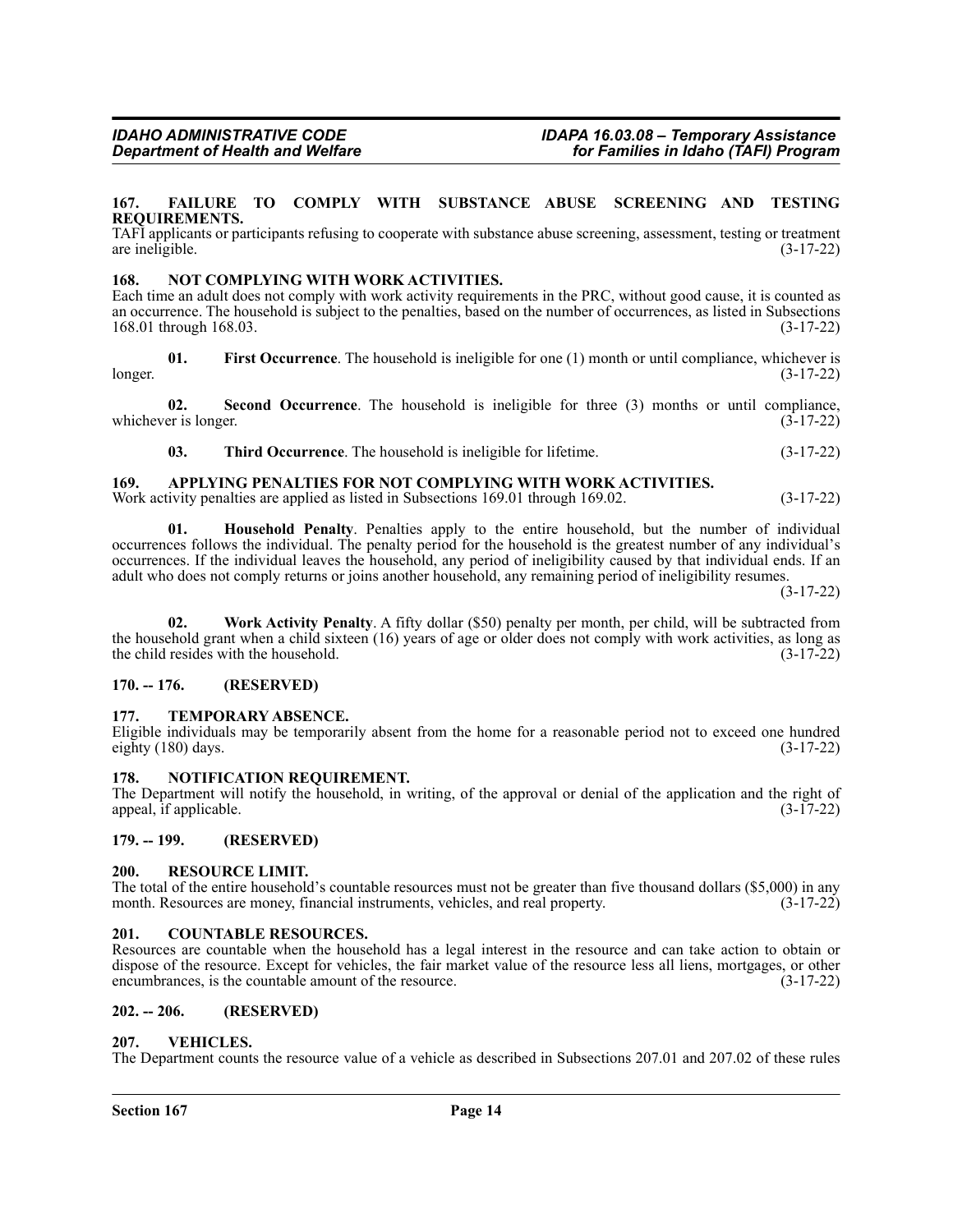### 167. FAILURE TO COMPLY WITH SUBSTANCE ABUSE SCREENING AND TESTING REQUIREMENTS.

TAFI applicants or participants refusing to cooperate with substance abuse screening, assessment, testing or treatment are ineligible. (3-17-22)

### 168. NOT COMPLYING WITH WORK ACTIVITIES.

Each time an adult does not comply with work activity requirements in the PRC, without good cause, it is counted as an occurrence. The household is subject to the penalties, based on the number of occurrences, as listed in Subsections 168.01 through 168.03. (3-17-22)

**01. First Occurrence**. The household is ineligible for one (1) month or until compliance, whichever is longer. (3-17-22)

**02. Second Occurrence**. The household is ineligible for three (3) months or until compliance, whichever is longer. (3-17-22)

**03. Third Occurrence**. The household is ineligible for lifetime. (3-17-22)

### 169. APPLYING PENALTIES FOR NOT COMPLYING WITH WORK ACTIVITIES.

Work activity penalties are applied as listed in Subsections 169.01 through 169.02. (3-17-22)

**01. Household Penalty**. Penalties apply to the entire household, but the number of individual occurrences follows the individual. The penalty period for the household is the greatest number of any individual's occurrences. If the individual leaves the household, any period of ineligibility caused by that individual ends. If an adult who does not comply returns or joins another household, any remaining period of ineligibility resumes. (3-17-22)

**02. Work Activity Penalty**. A fifty dollar ($50) penalty per month, per child, will be subtracted from the household grant when a child sixteen (16) years of age or older does not comply with work activities, as long as the child resides with the household. (3-17-22)

### 170. -- 176. (RESERVED)

### 177. TEMPORARY ABSENCE.

Eligible individuals may be temporarily absent from the home for a reasonable period not to exceed one hundred eighty (180) days. (3-17-22)

### 178. NOTIFICATION REQUIREMENT.

The Department will notify the household, in writing, of the approval or denial of the application and the right of appeal, if applicable. (3-17-22)

### 179. -- 199. (RESERVED)

### 200. RESOURCE LIMIT.

The total of the entire household's countable resources must not be greater than five thousand dollars ($5,000) in any month. Resources are money, financial instruments, vehicles, and real property. (3-17-22)

### 201. COUNTABLE RESOURCES.

Resources are countable when the household has a legal interest in the resource and can take action to obtain or dispose of the resource. Except for vehicles, the fair market value of the resource less all liens, mortgages, or other encumbrances, is the countable amount of the resource. (3-17-22)

### 202. -- 206. (RESERVED)

### 207. VEHICLES.

The Department counts the resource value of a vehicle as described in Subsections 207.01 and 207.02 of these rules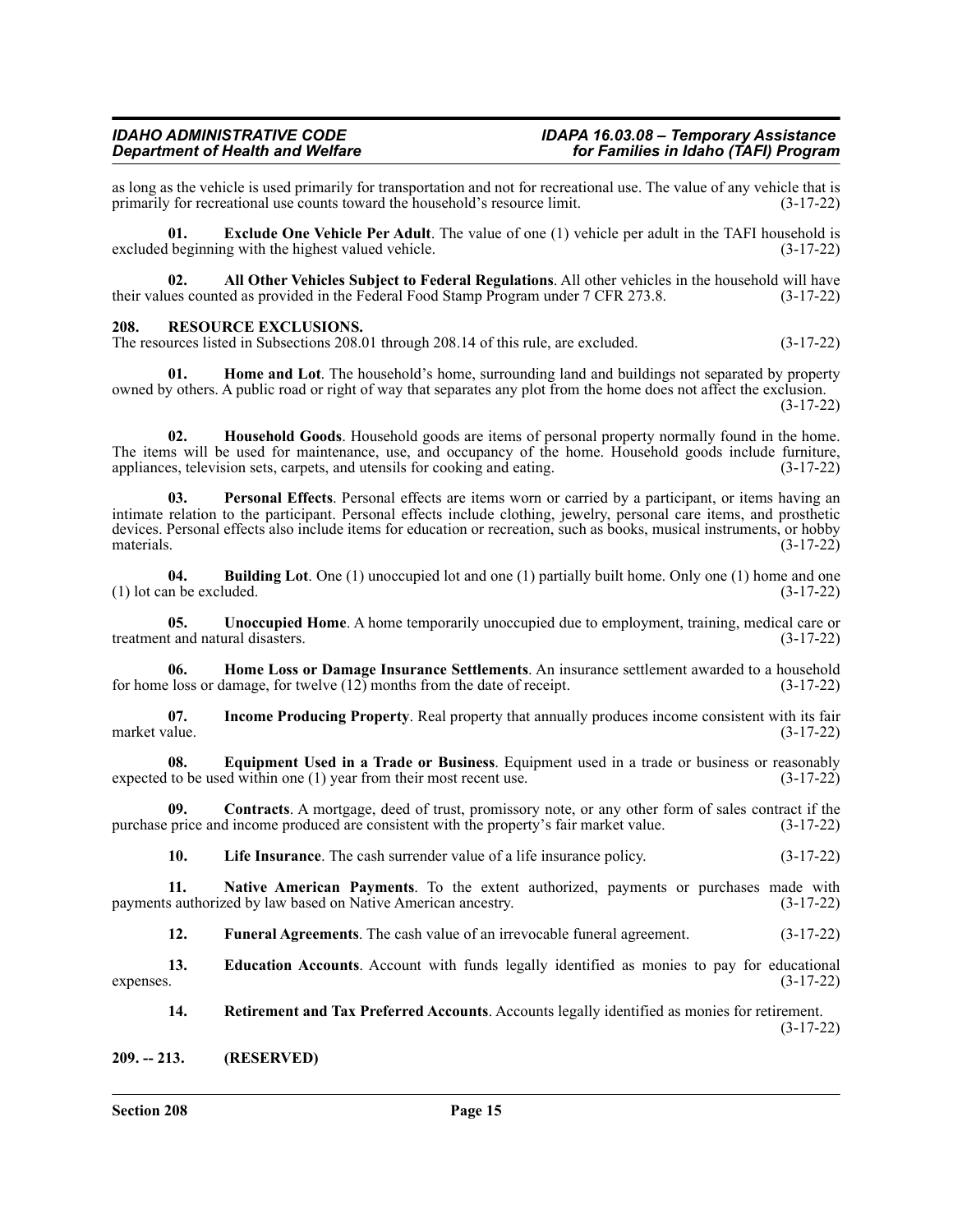as long as the vehicle is used primarily for transportation and not for recreational use. The value of any vehicle that is primarily for recreational use counts toward the household's resource limit. (3-17-22)

**01. Exclude One Vehicle Per Adult**. The value of one (1) vehicle per adult in the TAFI household is excluded beginning with the highest valued vehicle. (3-17-22)

**02. All Other Vehicles Subject to Federal Regulations**. All other vehicles in the household will have their values counted as provided in the Federal Food Stamp Program under 7 CFR 273.8. (3-17-22)

## 208. RESOURCE EXCLUSIONS.

The resources listed in Subsections 208.01 through 208.14 of this rule, are excluded. (3-17-22)

**01. Home and Lot**. The household's home, surrounding land and buildings not separated by property owned by others. A public road or right of way that separates any plot from the home does not affect the exclusion. (3-17-22)

**02. Household Goods**. Household goods are items of personal property normally found in the home. The items will be used for maintenance, use, and occupancy of the home. Household goods include furniture, appliances, television sets, carpets, and utensils for cooking and eating. (3-17-22)

**03. Personal Effects**. Personal effects are items worn or carried by a participant, or items having an intimate relation to the participant. Personal effects include clothing, jewelry, personal care items, and prosthetic devices. Personal effects also include items for education or recreation, such as books, musical instruments, or hobby materials. (3-17-22)

**04. Building Lot**. One (1) unoccupied lot and one (1) partially built home. Only one (1) home and one (1) lot can be excluded. (3-17-22)

**05. Unoccupied Home**. A home temporarily unoccupied due to employment, training, medical care or treatment and natural disasters. (3-17-22)

**06. Home Loss or Damage Insurance Settlements**. An insurance settlement awarded to a household for home loss or damage, for twelve (12) months from the date of receipt. (3-17-22)

**07. Income Producing Property**. Real property that annually produces income consistent with its fair market value. (3-17-22)

**08. Equipment Used in a Trade or Business**. Equipment used in a trade or business or reasonably expected to be used within one (1) year from their most recent use. (3-17-22)

**09. Contracts**. A mortgage, deed of trust, promissory note, or any other form of sales contract if the purchase price and income produced are consistent with the property's fair market value. (3-17-22)

**10. Life Insurance**. The cash surrender value of a life insurance policy. (3-17-22)

**11. Native American Payments**. To the extent authorized, payments or purchases made with payments authorized by law based on Native American ancestry. (3-17-22)

**12. Funeral Agreements**. The cash value of an irrevocable funeral agreement. (3-17-22)

**13. Education Accounts**. Account with funds legally identified as monies to pay for educational expenses. (3-17-22)

**14. Retirement and Tax Preferred Accounts**. Accounts legally identified as monies for retirement. (3-17-22)

## 209. -- 213. (RESERVED)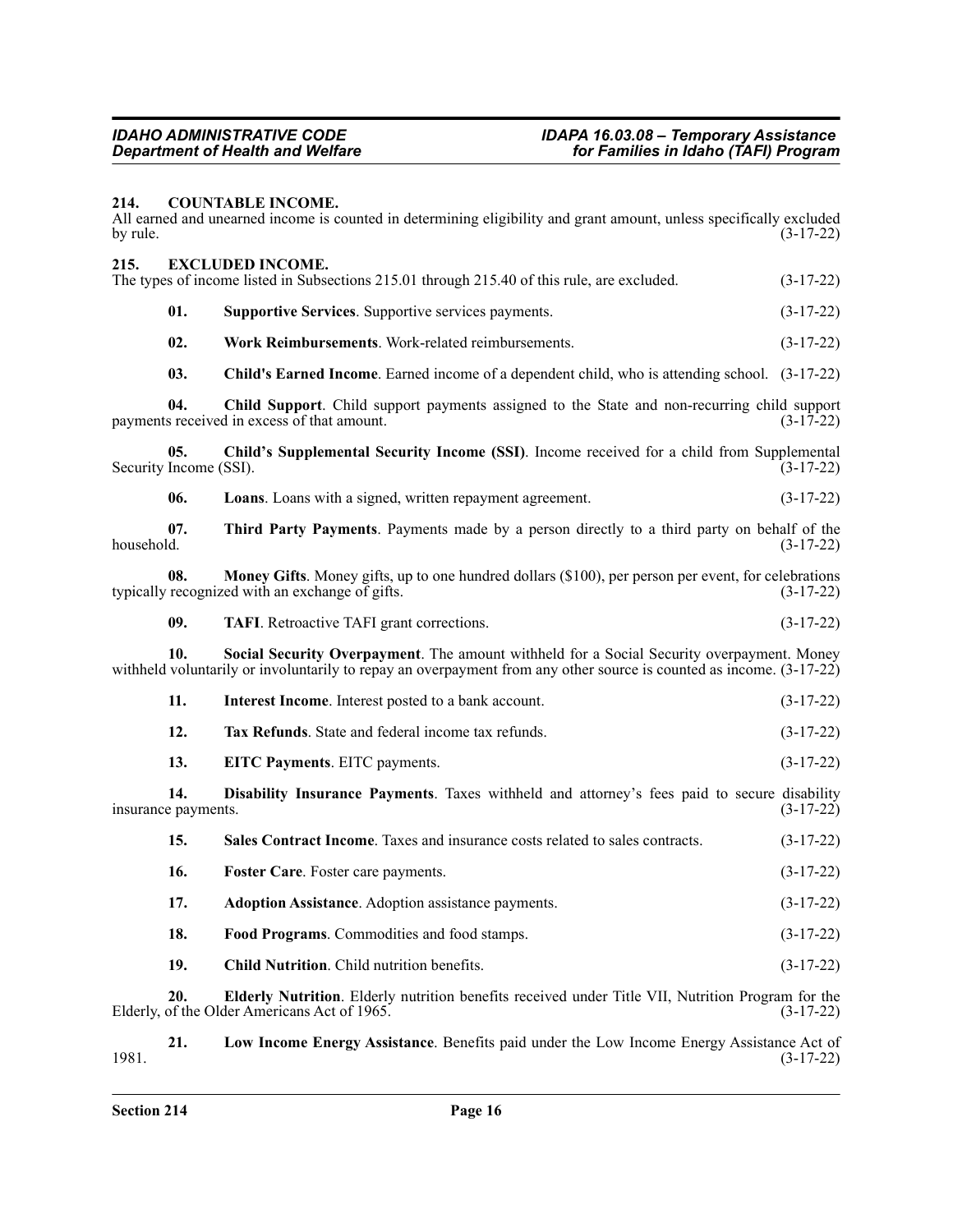## 214. COUNTABLE INCOME.

All earned and unearned income is counted in determining eligibility and grant amount, unless specifically excluded by rule. (3-17-22)

## 215. EXCLUDED INCOME.

The types of income listed in Subsections 215.01 through 215.40 of this rule, are excluded. (3-17-22)

**01. Supportive Services**. Supportive services payments. (3-17-22)

**02. Work Reimbursements**. Work-related reimbursements. (3-17-22)

**03. Child's Earned Income**. Earned income of a dependent child, who is attending school. (3-17-22)

**04. Child Support**. Child support payments assigned to the State and non-recurring child support payments received in excess of that amount. (3-17-22)

**05. Child's Supplemental Security Income (SSI)**. Income received for a child from Supplemental Security Income (SSI). (3-17-22)

**06. Loans**. Loans with a signed, written repayment agreement. (3-17-22)

**07. Third Party Payments**. Payments made by a person directly to a third party on behalf of the household. (3-17-22)

**08. Money Gifts**. Money gifts, up to one hundred dollars ($100), per person per event, for celebrations typically recognized with an exchange of gifts. (3-17-22)

**09. TAFI**. Retroactive TAFI grant corrections. (3-17-22)

**10. Social Security Overpayment**. The amount withheld for a Social Security overpayment. Money withheld voluntarily or involuntarily to repay an overpayment from any other source is counted as income. (3-17-22)

**11. Interest Income**. Interest posted to a bank account. (3-17-22)

**12. Tax Refunds**. State and federal income tax refunds. (3-17-22)

**13. EITC Payments**. EITC payments. (3-17-22)

**14. Disability Insurance Payments**. Taxes withheld and attorney's fees paid to secure disability insurance payments. (3-17-22)

**15. Sales Contract Income**. Taxes and insurance costs related to sales contracts. (3-17-22)

**16. Foster Care**. Foster care payments. (3-17-22)

**17. Adoption Assistance**. Adoption assistance payments. (3-17-22)

**18. Food Programs**. Commodities and food stamps. (3-17-22)

**19. Child Nutrition**. Child nutrition benefits. (3-17-22)

**20. Elderly Nutrition**. Elderly nutrition benefits received under Title VII, Nutrition Program for the Elderly, of the Older Americans Act of 1965. (3-17-22)

**21. Low Income Energy Assistance**. Benefits paid under the Low Income Energy Assistance Act of 1981. (3-17-22)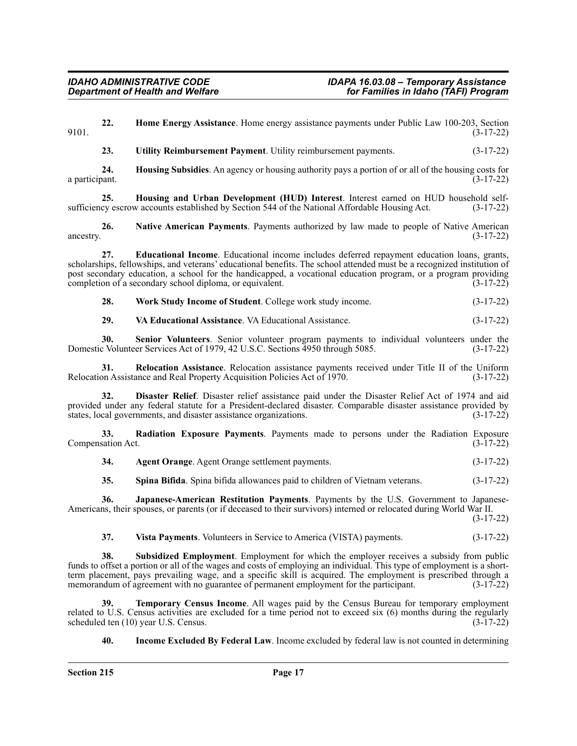**22. Home Energy Assistance**. Home energy assistance payments under Public Law 100-203, Section 9101. (3-17-22)

**23. Utility Reimbursement Payment**. Utility reimbursement payments. (3-17-22)

**24. Housing Subsidies**. An agency or housing authority pays a portion of or all of the housing costs for a participant. (3-17-22)

**25. Housing and Urban Development (HUD) Interest**. Interest earned on HUD household self-sufficiency escrow accounts established by Section 544 of the National Affordable Housing Act. (3-17-22)

**26. Native American Payments**. Payments authorized by law made to people of Native American ancestry. (3-17-22)

**27. Educational Income**. Educational income includes deferred repayment education loans, grants, scholarships, fellowships, and veterans' educational benefits. The school attended must be a recognized institution of post secondary education, a school for the handicapped, a vocational education program, or a program providing completion of a secondary school diploma, or equivalent. (3-17-22)

**28. Work Study Income of Student**. College work study income. (3-17-22)

**29. VA Educational Assistance**. VA Educational Assistance. (3-17-22)

**30. Senior Volunteers**. Senior volunteer program payments to individual volunteers under the Domestic Volunteer Services Act of 1979, 42 U.S.C. Sections 4950 through 5085. (3-17-22)

**31. Relocation Assistance**. Relocation assistance payments received under Title II of the Uniform Relocation Assistance and Real Property Acquisition Policies Act of 1970. (3-17-22)

**32. Disaster Relief**. Disaster relief assistance paid under the Disaster Relief Act of 1974 and aid provided under any federal statute for a President-declared disaster. Comparable disaster assistance provided by states, local governments, and disaster assistance organizations. (3-17-22)

**33. Radiation Exposure Payments**. Payments made to persons under the Radiation Exposure Compensation Act. (3-17-22)

**34. Agent Orange**. Agent Orange settlement payments. (3-17-22)

**35. Spina Bifida**. Spina bifida allowances paid to children of Vietnam veterans. (3-17-22)

**36. Japanese-American Restitution Payments**. Payments by the U.S. Government to Japanese-Americans, their spouses, or parents (or if deceased to their survivors) interned or relocated during World War II. (3-17-22)

**37. Vista Payments**. Volunteers in Service to America (VISTA) payments. (3-17-22)

**38. Subsidized Employment**. Employment for which the employer receives a subsidy from public funds to offset a portion or all of the wages and costs of employing an individual. This type of employment is a short-term placement, pays prevailing wage, and a specific skill is acquired. The employment is prescribed through a memorandum of agreement with no guarantee of permanent employment for the participant. (3-17-22)

**39. Temporary Census Income**. All wages paid by the Census Bureau for temporary employment related to U.S. Census activities are excluded for a time period not to exceed six (6) months during the regularly scheduled ten (10) year U.S. Census. (3-17-22)

**40. Income Excluded By Federal Law**. Income excluded by federal law is not counted in determining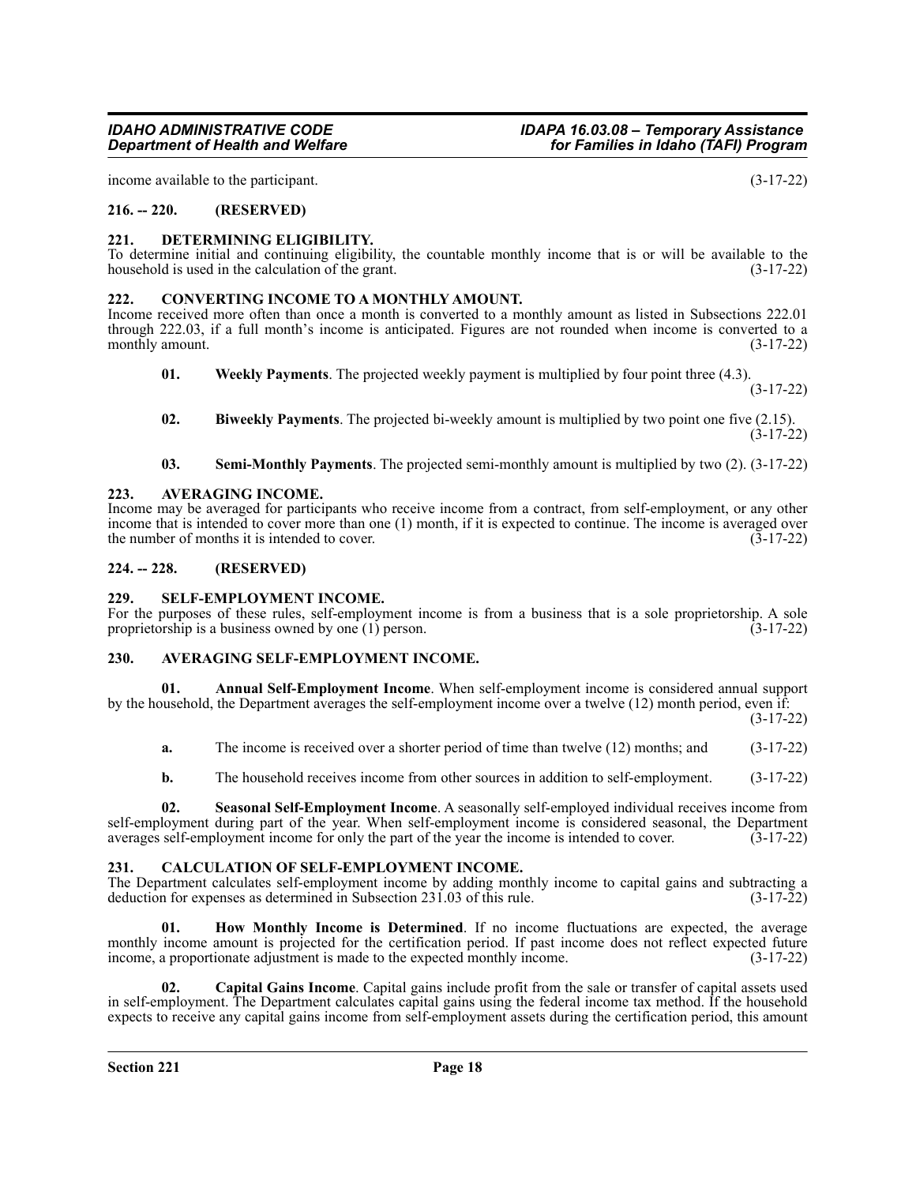income available to the participant. (3-17-22)

**216. -- 220. (RESERVED)**

**221. DETERMINING ELIGIBILITY.**

To determine initial and continuing eligibility, the countable monthly income that is or will be available to the household is used in the calculation of the grant. (3-17-22)

**222. CONVERTING INCOME TO A MONTHLY AMOUNT.**

Income received more often than once a month is converted to a monthly amount as listed in Subsections 222.01 through 222.03, if a full month's income is anticipated. Figures are not rounded when income is converted to a monthly amount. (3-17-22)

**01. Weekly Payments**. The projected weekly payment is multiplied by four point three (4.3). (3-17-22)

**02. Biweekly Payments**. The projected bi-weekly amount is multiplied by two point one five (2.15). (3-17-22)

**03. Semi-Monthly Payments**. The projected semi-monthly amount is multiplied by two (2). (3-17-22)

**223. AVERAGING INCOME.**

Income may be averaged for participants who receive income from a contract, from self-employment, or any other income that is intended to cover more than one (1) month, if it is expected to continue. The income is averaged over the number of months it is intended to cover. (3-17-22)

**224. -- 228. (RESERVED)**

**229. SELF-EMPLOYMENT INCOME.**

For the purposes of these rules, self-employment income is from a business that is a sole proprietorship. A sole proprietorship is a business owned by one (1) person. (3-17-22)

**230. AVERAGING SELF-EMPLOYMENT INCOME.**

**01. Annual Self-Employment Income**. When self-employment income is considered annual support by the household, the Department averages the self-employment income over a twelve (12) month period, even if: (3-17-22)

**a.** The income is received over a shorter period of time than twelve (12) months; and (3-17-22)

**b.** The household receives income from other sources in addition to self-employment. (3-17-22)

**02. Seasonal Self-Employment Income**. A seasonally self-employed individual receives income from self-employment during part of the year. When self-employment income is considered seasonal, the Department averages self-employment income for only the part of the year the income is intended to cover. (3-17-22)

**231. CALCULATION OF SELF-EMPLOYMENT INCOME.**

The Department calculates self-employment income by adding monthly income to capital gains and subtracting a deduction for expenses as determined in Subsection 231.03 of this rule. (3-17-22)

**01. How Monthly Income is Determined**. If no income fluctuations are expected, the average monthly income amount is projected for the certification period. If past income does not reflect expected future income, a proportionate adjustment is made to the expected monthly income. (3-17-22)

**02. Capital Gains Income**. Capital gains include profit from the sale or transfer of capital assets used in self-employment. The Department calculates capital gains using the federal income tax method. If the household expects to receive any capital gains income from self-employment assets during the certification period, this amount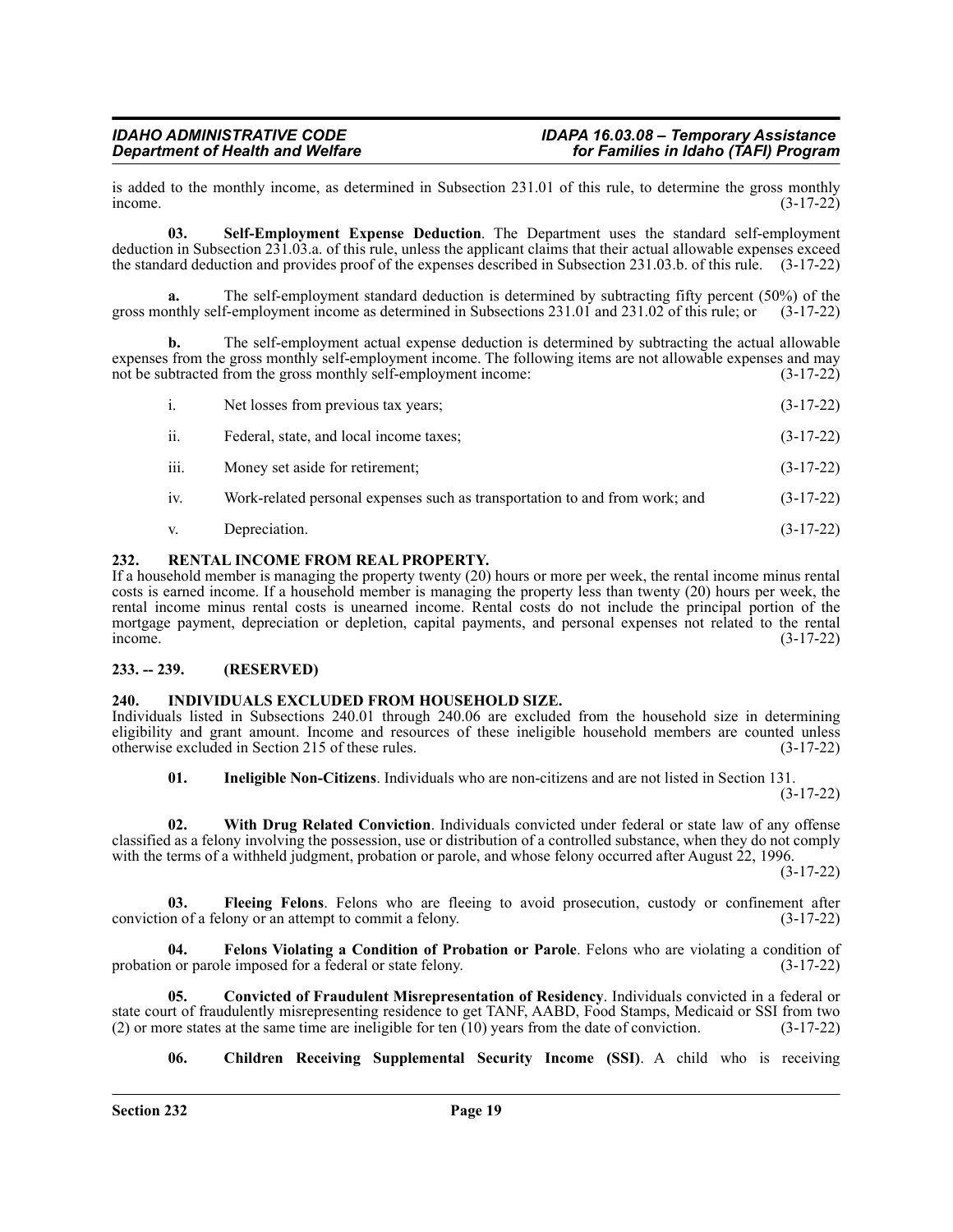is added to the monthly income, as determined in Subsection 231.01 of this rule, to determine the gross monthly income. (3-17-22)

**03. Self-Employment Expense Deduction**. The Department uses the standard self-employment deduction in Subsection 231.03.a. of this rule, unless the applicant claims that their actual allowable expenses exceed the standard deduction and provides proof of the expenses described in Subsection 231.03.b. of this rule. (3-17-22)

**a.** The self-employment standard deduction is determined by subtracting fifty percent (50%) of the gross monthly self-employment income as determined in Subsections 231.01 and 231.02 of this rule; or (3-17-22)

**b.** The self-employment actual expense deduction is determined by subtracting the actual allowable expenses from the gross monthly self-employment income. The following items are not allowable expenses and may not be subtracted from the gross monthly self-employment income: (3-17-22)

i. Net losses from previous tax years; (3-17-22)

ii. Federal, state, and local income taxes; (3-17-22)

iii. Money set aside for retirement; (3-17-22)

iv. Work-related personal expenses such as transportation to and from work; and (3-17-22)

v. Depreciation. (3-17-22)

## 232. RENTAL INCOME FROM REAL PROPERTY.

If a household member is managing the property twenty (20) hours or more per week, the rental income minus rental costs is earned income. If a household member is managing the property less than twenty (20) hours per week, the rental income minus rental costs is unearned income. Rental costs do not include the principal portion of the mortgage payment, depreciation or depletion, capital payments, and personal expenses not related to the rental income. (3-17-22)

## 233. -- 239. (RESERVED)

## 240. INDIVIDUALS EXCLUDED FROM HOUSEHOLD SIZE.

Individuals listed in Subsections 240.01 through 240.06 are excluded from the household size in determining eligibility and grant amount. Income and resources of these ineligible household members are counted unless otherwise excluded in Section 215 of these rules. (3-17-22)

**01. Ineligible Non-Citizens**. Individuals who are non-citizens and are not listed in Section 131. (3-17-22)

**02. With Drug Related Conviction**. Individuals convicted under federal or state law of any offense classified as a felony involving the possession, use or distribution of a controlled substance, when they do not comply with the terms of a withheld judgment, probation or parole, and whose felony occurred after August 22, 1996. (3-17-22)

**03. Fleeing Felons**. Felons who are fleeing to avoid prosecution, custody or confinement after conviction of a felony or an attempt to commit a felony. (3-17-22)

**04. Felons Violating a Condition of Probation or Parole**. Felons who are violating a condition of probation or parole imposed for a federal or state felony. (3-17-22)

**05. Convicted of Fraudulent Misrepresentation of Residency**. Individuals convicted in a federal or state court of fraudulently misrepresenting residence to get TANF, AABD, Food Stamps, Medicaid or SSI from two (2) or more states at the same time are ineligible for ten (10) years from the date of conviction. (3-17-22)

**06. Children Receiving Supplemental Security Income (SSI)**. A child who is receiving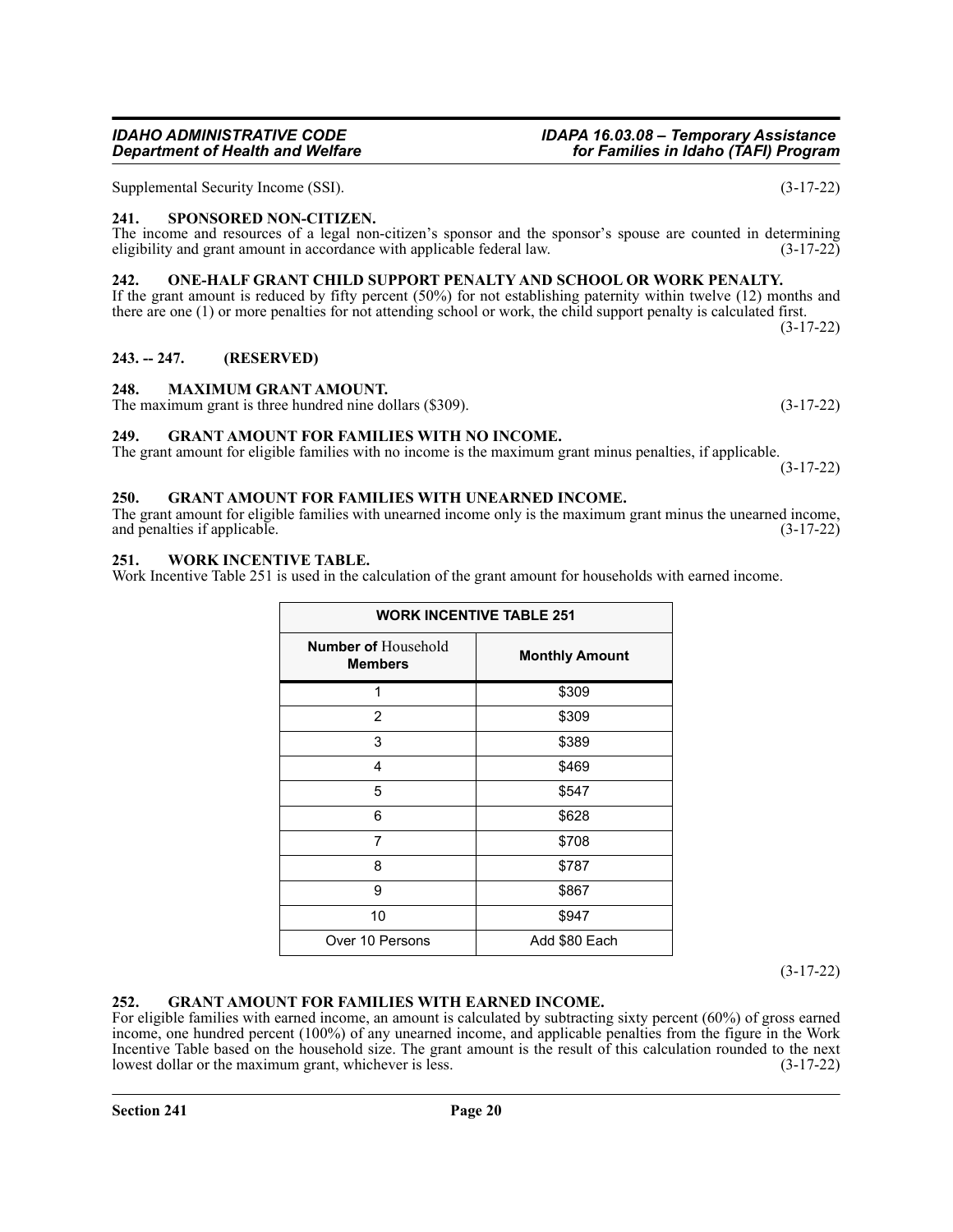Supplemental Security Income (SSI). (3-17-22)

### 241. SPONSORED NON-CITIZEN.

The income and resources of a legal non-citizen's sponsor and the sponsor's spouse are counted in determining eligibility and grant amount in accordance with applicable federal law. (3-17-22)

### 242. ONE-HALF GRANT CHILD SUPPORT PENALTY AND SCHOOL OR WORK PENALTY.

If the grant amount is reduced by fifty percent (50%) for not establishing paternity within twelve (12) months and there are one (1) or more penalties for not attending school or work, the child support penalty is calculated first. (3-17-22)

### 243. -- 247. (RESERVED)

### 248. MAXIMUM GRANT AMOUNT.

The maximum grant is three hundred nine dollars ($309). (3-17-22)

### 249. GRANT AMOUNT FOR FAMILIES WITH NO INCOME.

The grant amount for eligible families with no income is the maximum grant minus penalties, if applicable. (3-17-22)

### 250. GRANT AMOUNT FOR FAMILIES WITH UNEARNED INCOME.

The grant amount for eligible families with unearned income only is the maximum grant minus the unearned income, and penalties if applicable. (3-17-22)

### 251. WORK INCENTIVE TABLE.

Work Incentive Table 251 is used in the calculation of the grant amount for households with earned income.

| WORK INCENTIVE TABLE 251 | |
|---|---|
| **Number of** Household **Members** | **Monthly Amount** |
| 1 | $309 |
| 2 | $309 |
| 3 | $389 |
| 4 | $469 |
| 5 | $547 |
| 6 | $628 |
| 7 | $708 |
| 8 | $787 |
| 9 | $867 |
| 10 | $947 |
| Over 10 Persons | Add $80 Each |

(3-17-22)

### 252. GRANT AMOUNT FOR FAMILIES WITH EARNED INCOME.

For eligible families with earned income, an amount is calculated by subtracting sixty percent (60%) of gross earned income, one hundred percent (100%) of any unearned income, and applicable penalties from the figure in the Work Incentive Table based on the household size. The grant amount is the result of this calculation rounded to the next lowest dollar or the maximum grant, whichever is less. (3-17-22)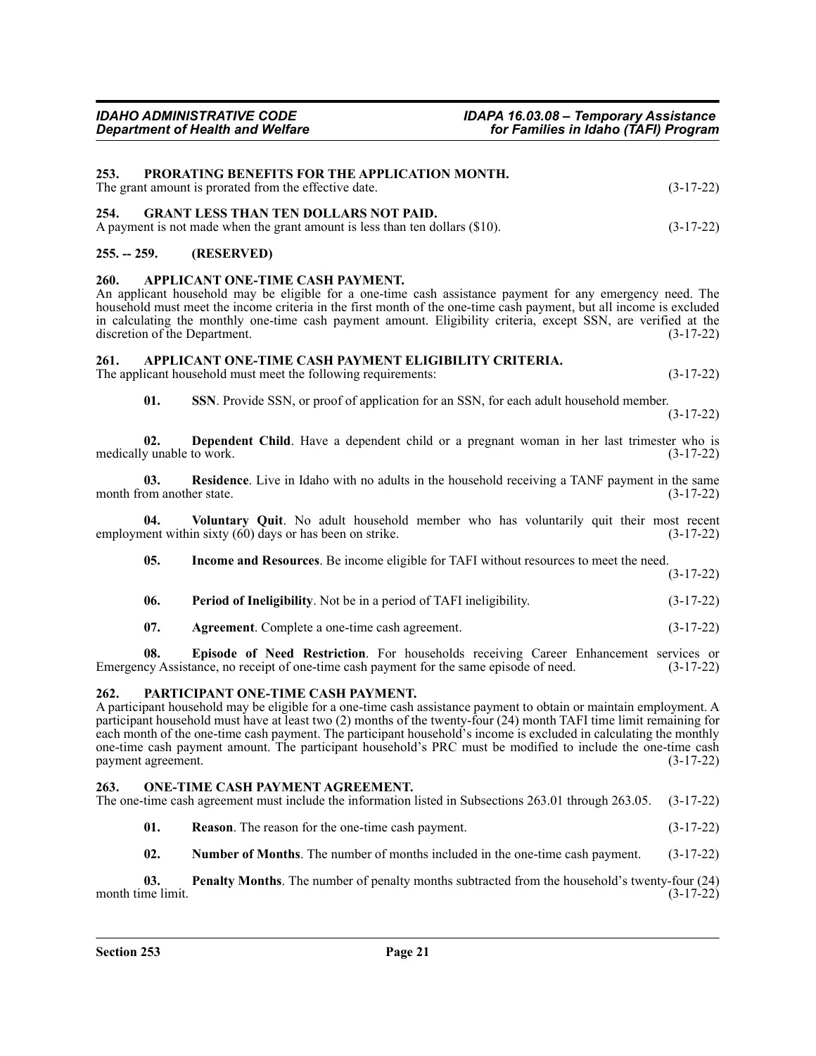## 253. PRORATING BENEFITS FOR THE APPLICATION MONTH.

The grant amount is prorated from the effective date. (3-17-22)

## 254. GRANT LESS THAN TEN DOLLARS NOT PAID.

A payment is not made when the grant amount is less than ten dollars ($10). (3-17-22)

## 255. -- 259. (RESERVED)

## 260. APPLICANT ONE-TIME CASH PAYMENT.

An applicant household may be eligible for a one-time cash assistance payment for any emergency need. The household must meet the income criteria in the first month of the one-time cash payment, but all income is excluded in calculating the monthly one-time cash payment amount. Eligibility criteria, except SSN, are verified at the discretion of the Department. (3-17-22)

## 261. APPLICANT ONE-TIME CASH PAYMENT ELIGIBILITY CRITERIA.

The applicant household must meet the following requirements: (3-17-22)

**01. SSN**. Provide SSN, or proof of application for an SSN, for each adult household member. (3-17-22)

**02. Dependent Child**. Have a dependent child or a pregnant woman in her last trimester who is medically unable to work. (3-17-22)

**03. Residence**. Live in Idaho with no adults in the household receiving a TANF payment in the same month from another state. (3-17-22)

**04. Voluntary Quit**. No adult household member who has voluntarily quit their most recent employment within sixty (60) days or has been on strike. (3-17-22)

**05. Income and Resources**. Be income eligible for TAFI without resources to meet the need. (3-17-22)

**06. Period of Ineligibility**. Not be in a period of TAFI ineligibility. (3-17-22)

**07. Agreement**. Complete a one-time cash agreement. (3-17-22)

**08. Episode of Need Restriction**. For households receiving Career Enhancement services or Emergency Assistance, no receipt of one-time cash payment for the same episode of need. (3-17-22)

## 262. PARTICIPANT ONE-TIME CASH PAYMENT.

A participant household may be eligible for a one-time cash assistance payment to obtain or maintain employment. A participant household must have at least two (2) months of the twenty-four (24) month TAFI time limit remaining for each month of the one-time cash payment. The participant household's income is excluded in calculating the monthly one-time cash payment amount. The participant household's PRC must be modified to include the one-time cash payment agreement. (3-17-22)

## 263. ONE-TIME CASH PAYMENT AGREEMENT.

The one-time cash agreement must include the information listed in Subsections 263.01 through 263.05. (3-17-22)

**01. Reason**. The reason for the one-time cash payment. (3-17-22)

**02. Number of Months**. The number of months included in the one-time cash payment. (3-17-22)

**03. Penalty Months**. The number of penalty months subtracted from the household's twenty-four (24) month time limit. (3-17-22)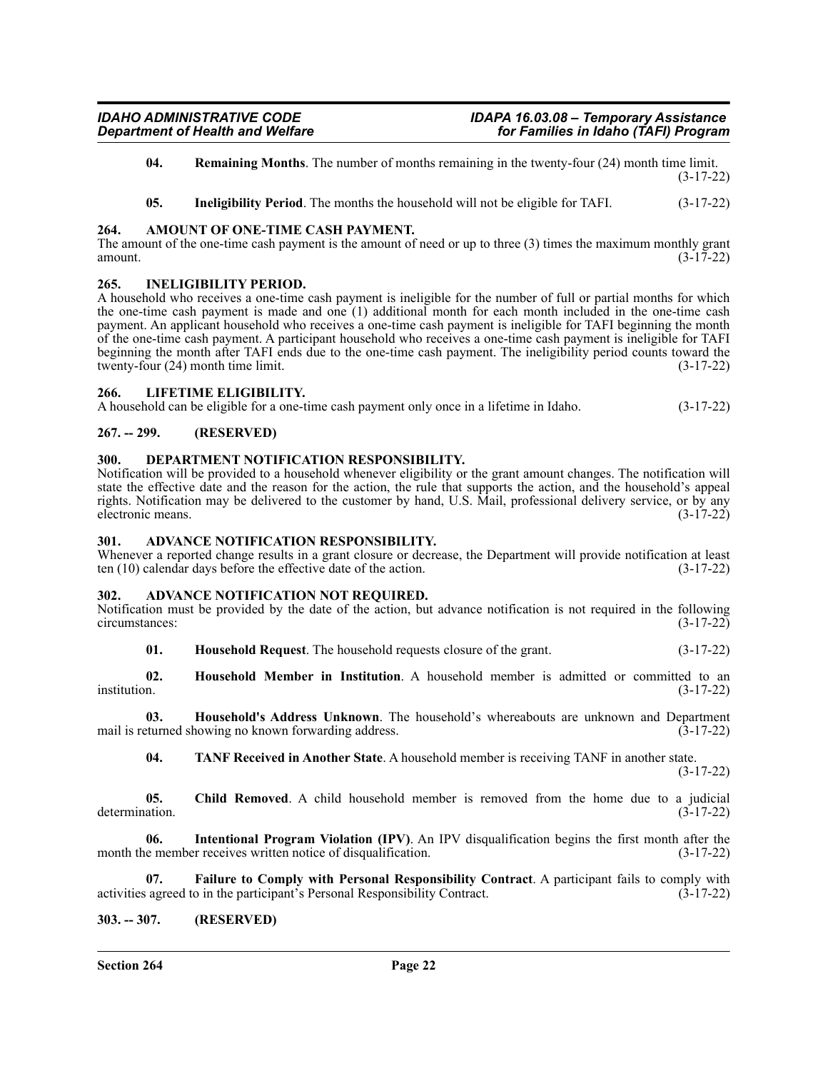**04. Remaining Months**. The number of months remaining in the twenty-four (24) month time limit. (3-17-22)

**05. Ineligibility Period**. The months the household will not be eligible for TAFI. (3-17-22)

## 264. AMOUNT OF ONE-TIME CASH PAYMENT.

The amount of the one-time cash payment is the amount of need or up to three (3) times the maximum monthly grant amount. (3-17-22)

## 265. INELIGIBILITY PERIOD.

A household who receives a one-time cash payment is ineligible for the number of full or partial months for which the one-time cash payment is made and one (1) additional month for each month included in the one-time cash payment. An applicant household who receives a one-time cash payment is ineligible for TAFI beginning the month of the one-time cash payment. A participant household who receives a one-time cash payment is ineligible for TAFI beginning the month after TAFI ends due to the one-time cash payment. The ineligibility period counts toward the twenty-four (24) month time limit. (3-17-22)

## 266. LIFETIME ELIGIBILITY.

A household can be eligible for a one-time cash payment only once in a lifetime in Idaho. (3-17-22)

## 267. -- 299. (RESERVED)

## 300. DEPARTMENT NOTIFICATION RESPONSIBILITY.

Notification will be provided to a household whenever eligibility or the grant amount changes. The notification will state the effective date and the reason for the action, the rule that supports the action, and the household's appeal rights. Notification may be delivered to the customer by hand, U.S. Mail, professional delivery service, or by any electronic means. (3-17-22)

## 301. ADVANCE NOTIFICATION RESPONSIBILITY.

Whenever a reported change results in a grant closure or decrease, the Department will provide notification at least ten (10) calendar days before the effective date of the action. (3-17-22)

## 302. ADVANCE NOTIFICATION NOT REQUIRED.

Notification must be provided by the date of the action, but advance notification is not required in the following circumstances: (3-17-22)

**01. Household Request**. The household requests closure of the grant. (3-17-22)

**02. Household Member in Institution**. A household member is admitted or committed to an institution. (3-17-22)

**03. Household's Address Unknown**. The household's whereabouts are unknown and Department mail is returned showing no known forwarding address. (3-17-22)

**04. TANF Received in Another State**. A household member is receiving TANF in another state. (3-17-22)

**05. Child Removed**. A child household member is removed from the home due to a judicial determination. (3-17-22)

**06. Intentional Program Violation (IPV)**. An IPV disqualification begins the first month after the month the member receives written notice of disqualification. (3-17-22)

**07. Failure to Comply with Personal Responsibility Contract**. A participant fails to comply with activities agreed to in the participant's Personal Responsibility Contract. (3-17-22)

## 303. -- 307. (RESERVED)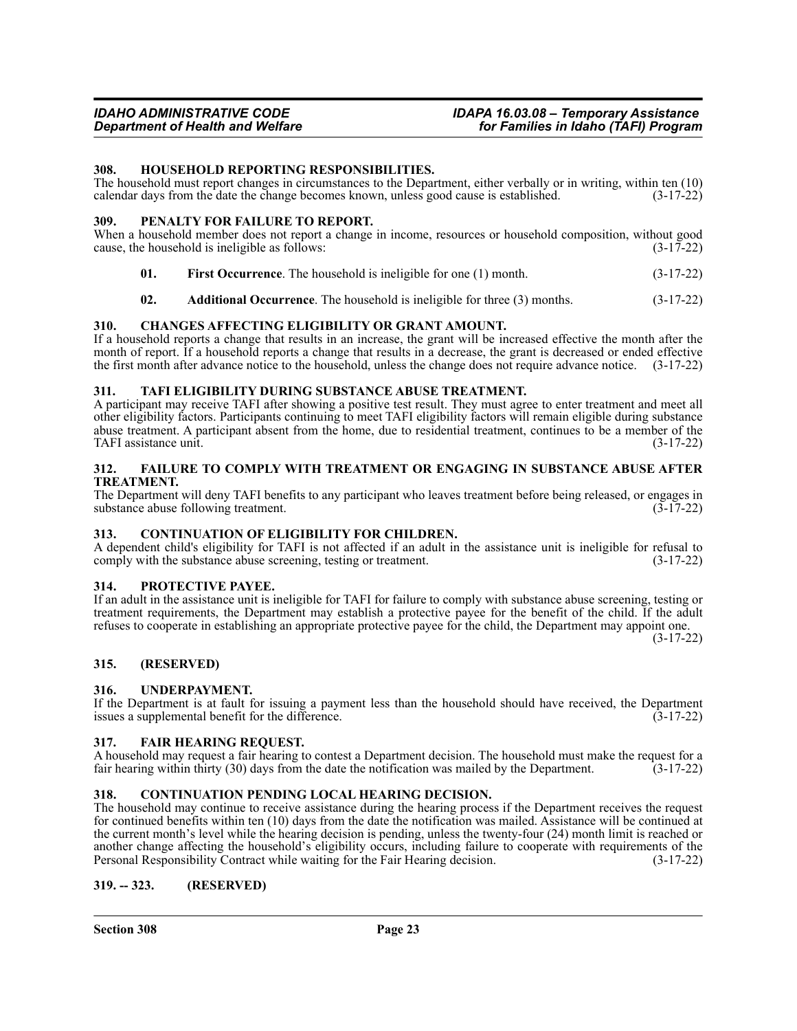### 308. HOUSEHOLD REPORTING RESPONSIBILITIES.

The household must report changes in circumstances to the Department, either verbally or in writing, within ten (10) calendar days from the date the change becomes known, unless good cause is established. (3-17-22)

### 309. PENALTY FOR FAILURE TO REPORT.

When a household member does not report a change in income, resources or household composition, without good cause, the household is ineligible as follows: (3-17-22)

**01. First Occurrence**. The household is ineligible for one (1) month. (3-17-22)

**02. Additional Occurrence**. The household is ineligible for three (3) months. (3-17-22)

### 310. CHANGES AFFECTING ELIGIBILITY OR GRANT AMOUNT.

If a household reports a change that results in an increase, the grant will be increased effective the month after the month of report. If a household reports a change that results in a decrease, the grant is decreased or ended effective the first month after advance notice to the household, unless the change does not require advance notice. (3-17-22)

### 311. TAFI ELIGIBILITY DURING SUBSTANCE ABUSE TREATMENT.

A participant may receive TAFI after showing a positive test result. They must agree to enter treatment and meet all other eligibility factors. Participants continuing to meet TAFI eligibility factors will remain eligible during substance abuse treatment. A participant absent from the home, due to residential treatment, continues to be a member of the TAFI assistance unit. (3-17-22)

### 312. FAILURE TO COMPLY WITH TREATMENT OR ENGAGING IN SUBSTANCE ABUSE AFTER TREATMENT.

The Department will deny TAFI benefits to any participant who leaves treatment before being released, or engages in substance abuse following treatment. (3-17-22)

### 313. CONTINUATION OF ELIGIBILITY FOR CHILDREN.

A dependent child's eligibility for TAFI is not affected if an adult in the assistance unit is ineligible for refusal to comply with the substance abuse screening, testing or treatment. (3-17-22)

### 314. PROTECTIVE PAYEE.

If an adult in the assistance unit is ineligible for TAFI for failure to comply with substance abuse screening, testing or treatment requirements, the Department may establish a protective payee for the benefit of the child. If the adult refuses to cooperate in establishing an appropriate protective payee for the child, the Department may appoint one. (3-17-22)

### 315. (RESERVED)

### 316. UNDERPAYMENT.

If the Department is at fault for issuing a payment less than the household should have received, the Department issues a supplemental benefit for the difference. (3-17-22)

### 317. FAIR HEARING REQUEST.

A household may request a fair hearing to contest a Department decision. The household must make the request for a fair hearing within thirty (30) days from the date the notification was mailed by the Department. (3-17-22)

### 318. CONTINUATION PENDING LOCAL HEARING DECISION.

The household may continue to receive assistance during the hearing process if the Department receives the request for continued benefits within ten (10) days from the date the notification was mailed. Assistance will be continued at the current month's level while the hearing decision is pending, unless the twenty-four (24) month limit is reached or another change affecting the household's eligibility occurs, including failure to cooperate with requirements of the Personal Responsibility Contract while waiting for the Fair Hearing decision. (3-17-22)

### 319. -- 323. (RESERVED)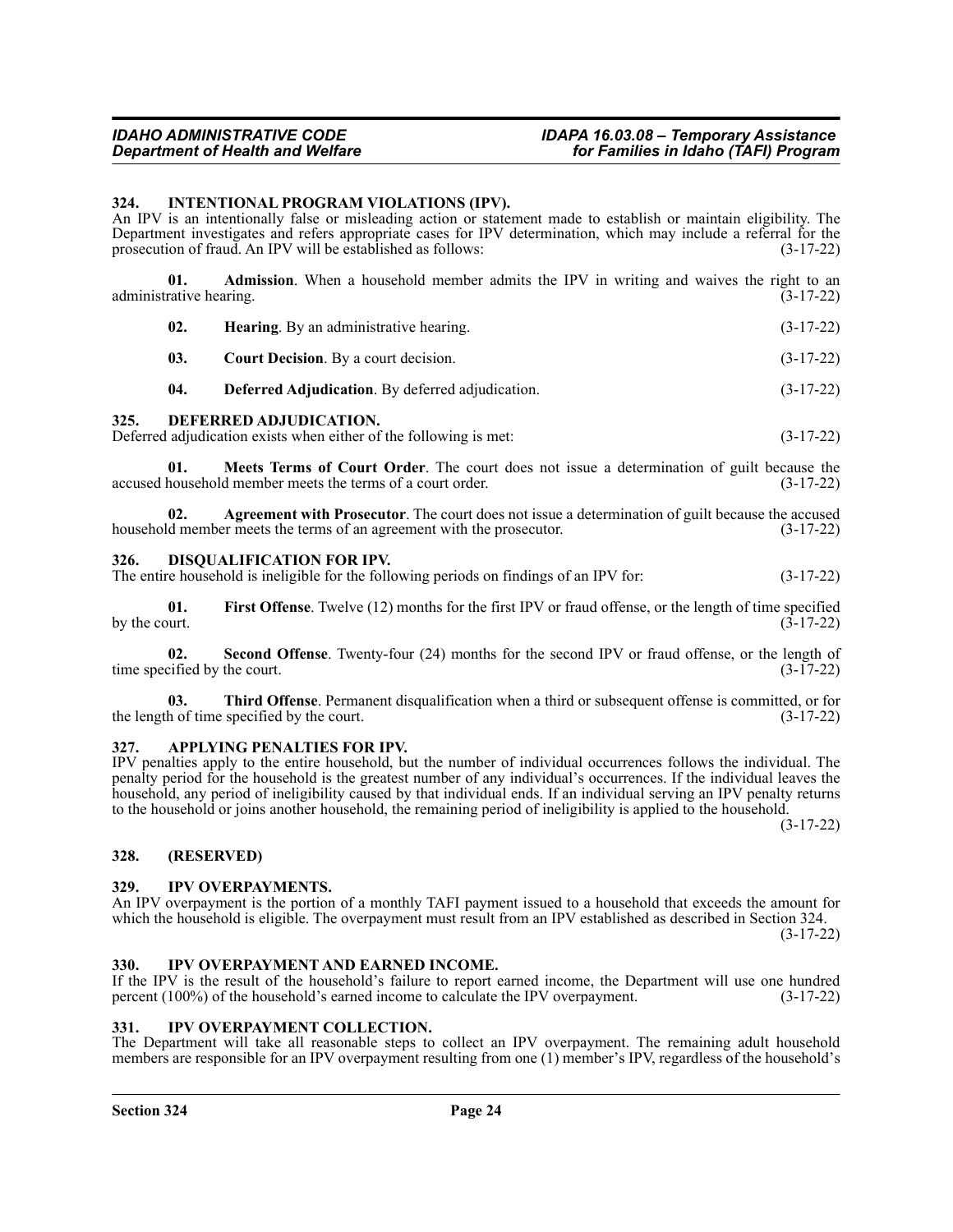### 324. INTENTIONAL PROGRAM VIOLATIONS (IPV).

An IPV is an intentionally false or misleading action or statement made to establish or maintain eligibility. The Department investigates and refers appropriate cases for IPV determination, which may include a referral for the prosecution of fraud. An IPV will be established as follows: (3-17-22)

**01. Admission**. When a household member admits the IPV in writing and waives the right to an administrative hearing. (3-17-22)

**02. Hearing**. By an administrative hearing. (3-17-22)

**03. Court Decision**. By a court decision. (3-17-22)

**04. Deferred Adjudication**. By deferred adjudication. (3-17-22)

### 325. DEFERRED ADJUDICATION.

Deferred adjudication exists when either of the following is met: (3-17-22)

**01. Meets Terms of Court Order**. The court does not issue a determination of guilt because the accused household member meets the terms of a court order. (3-17-22)

**02. Agreement with Prosecutor**. The court does not issue a determination of guilt because the accused household member meets the terms of an agreement with the prosecutor. (3-17-22)

### 326. DISQUALIFICATION FOR IPV.

The entire household is ineligible for the following periods on findings of an IPV for: (3-17-22)

**01. First Offense**. Twelve (12) months for the first IPV or fraud offense, or the length of time specified by the court. (3-17-22)

**02. Second Offense**. Twenty-four (24) months for the second IPV or fraud offense, or the length of time specified by the court. (3-17-22)

**03. Third Offense**. Permanent disqualification when a third or subsequent offense is committed, or for the length of time specified by the court. (3-17-22)

### 327. APPLYING PENALTIES FOR IPV.

IPV penalties apply to the entire household, but the number of individual occurrences follows the individual. The penalty period for the household is the greatest number of any individual's occurrences. If the individual leaves the household, any period of ineligibility caused by that individual ends. If an individual serving an IPV penalty returns to the household or joins another household, the remaining period of ineligibility is applied to the household. (3-17-22)

### 328. (RESERVED)

### 329. IPV OVERPAYMENTS.

An IPV overpayment is the portion of a monthly TAFI payment issued to a household that exceeds the amount for which the household is eligible. The overpayment must result from an IPV established as described in Section 324. (3-17-22)

### 330. IPV OVERPAYMENT AND EARNED INCOME.

If the IPV is the result of the household's failure to report earned income, the Department will use one hundred percent (100%) of the household's earned income to calculate the IPV overpayment. (3-17-22)

### 331. IPV OVERPAYMENT COLLECTION.

The Department will take all reasonable steps to collect an IPV overpayment. The remaining adult household members are responsible for an IPV overpayment resulting from one (1) member's IPV, regardless of the household's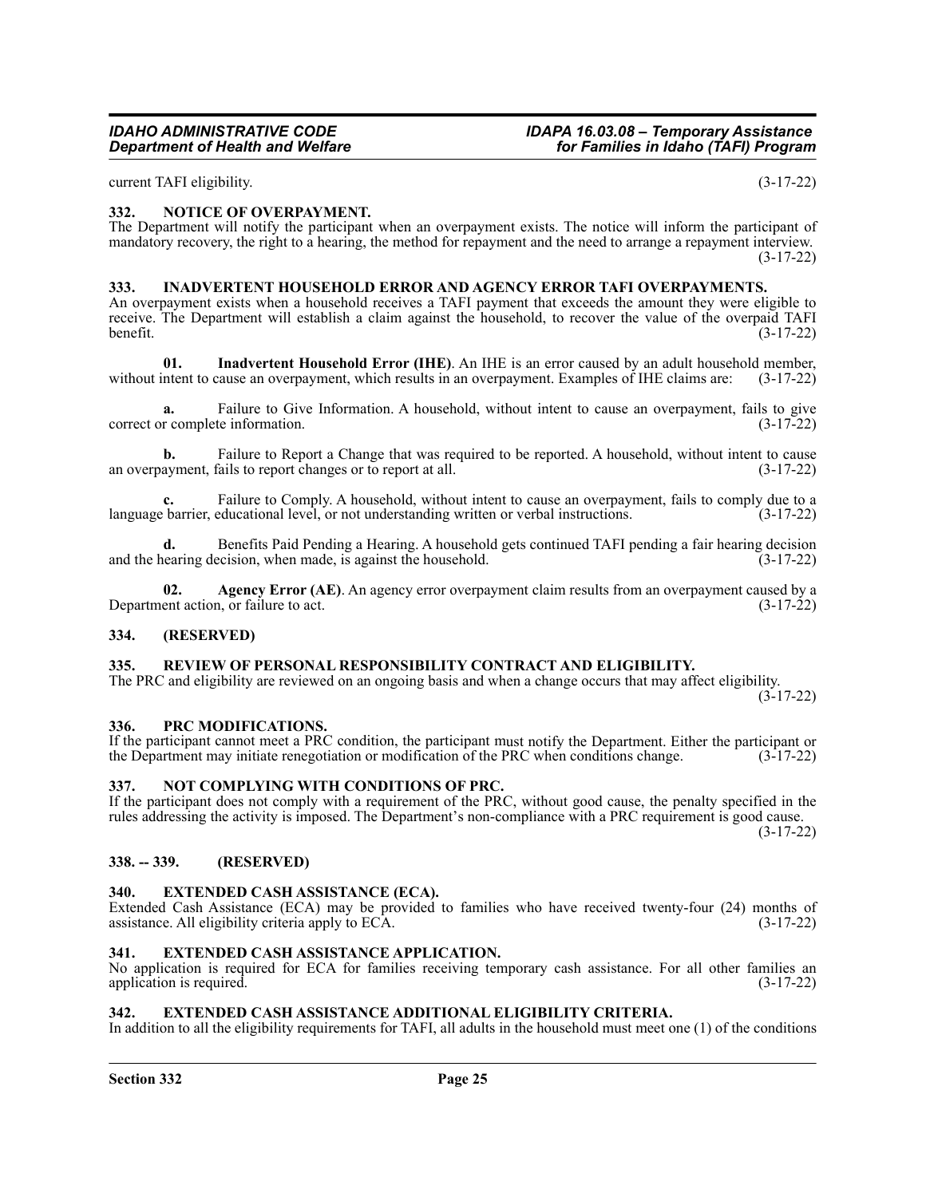current TAFI eligibility. (3-17-22)

### 332. NOTICE OF OVERPAYMENT.

The Department will notify the participant when an overpayment exists. The notice will inform the participant of mandatory recovery, the right to a hearing, the method for repayment and the need to arrange a repayment interview. (3-17-22)

### 333. INADVERTENT HOUSEHOLD ERROR AND AGENCY ERROR TAFI OVERPAYMENTS.

An overpayment exists when a household receives a TAFI payment that exceeds the amount they were eligible to receive. The Department will establish a claim against the household, to recover the value of the overpaid TAFI benefit. (3-17-22)

**01. Inadvertent Household Error (IHE)**. An IHE is an error caused by an adult household member, without intent to cause an overpayment, which results in an overpayment. Examples of IHE claims are: (3-17-22)

**a.** Failure to Give Information. A household, without intent to cause an overpayment, fails to give correct or complete information. (3-17-22)

**b.** Failure to Report a Change that was required to be reported. A household, without intent to cause an overpayment, fails to report changes or to report at all. (3-17-22)

**c.** Failure to Comply. A household, without intent to cause an overpayment, fails to comply due to a language barrier, educational level, or not understanding written or verbal instructions. (3-17-22)

**d.** Benefits Paid Pending a Hearing. A household gets continued TAFI pending a fair hearing decision and the hearing decision, when made, is against the household. (3-17-22)

**02. Agency Error (AE)**. An agency error overpayment claim results from an overpayment caused by a Department action, or failure to act. (3-17-22)

### 334. (RESERVED)

### 335. REVIEW OF PERSONAL RESPONSIBILITY CONTRACT AND ELIGIBILITY.

The PRC and eligibility are reviewed on an ongoing basis and when a change occurs that may affect eligibility. (3-17-22)

### 336. PRC MODIFICATIONS.

If the participant cannot meet a PRC condition, the participant must notify the Department. Either the participant or the Department may initiate renegotiation or modification of the PRC when conditions change. (3-17-22)

### 337. NOT COMPLYING WITH CONDITIONS OF PRC.

If the participant does not comply with a requirement of the PRC, without good cause, the penalty specified in the rules addressing the activity is imposed. The Department's non-compliance with a PRC requirement is good cause. (3-17-22)

### 338. -- 339. (RESERVED)

### 340. EXTENDED CASH ASSISTANCE (ECA).

Extended Cash Assistance (ECA) may be provided to families who have received twenty-four (24) months of assistance. All eligibility criteria apply to ECA. (3-17-22)

### 341. EXTENDED CASH ASSISTANCE APPLICATION.

No application is required for ECA for families receiving temporary cash assistance. For all other families an application is required. (3-17-22)

### 342. EXTENDED CASH ASSISTANCE ADDITIONAL ELIGIBILITY CRITERIA.

In addition to all the eligibility requirements for TAFI, all adults in the household must meet one (1) of the conditions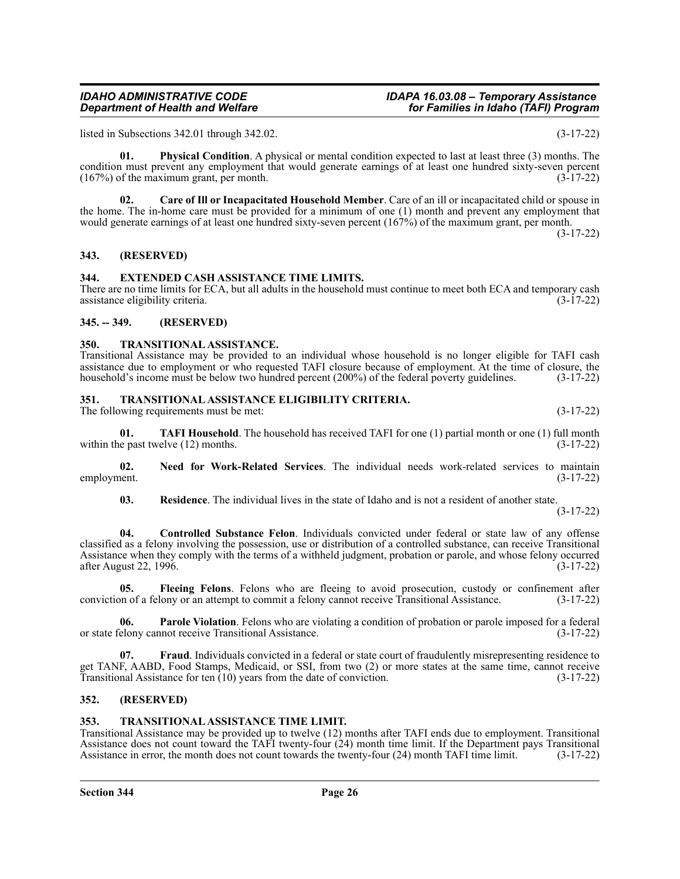listed in Subsections 342.01 through 342.02. (3-17-22)

**01. Physical Condition**. A physical or mental condition expected to last at least three (3) months. The condition must prevent any employment that would generate earnings of at least one hundred sixty-seven percent (167%) of the maximum grant, per month. (3-17-22)

**02. Care of Ill or Incapacitated Household Member**. Care of an ill or incapacitated child or spouse in the home. The in-home care must be provided for a minimum of one (1) month and prevent any employment that would generate earnings of at least one hundred sixty-seven percent (167%) of the maximum grant, per month. (3-17-22)

## 343. (RESERVED)

## 344. EXTENDED CASH ASSISTANCE TIME LIMITS.

There are no time limits for ECA, but all adults in the household must continue to meet both ECA and temporary cash assistance eligibility criteria. (3-17-22)

## 345. -- 349. (RESERVED)

## 350. TRANSITIONAL ASSISTANCE.

Transitional Assistance may be provided to an individual whose household is no longer eligible for TAFI cash assistance due to employment or who requested TAFI closure because of employment. At the time of closure, the household's income must be below two hundred percent (200%) of the federal poverty guidelines. (3-17-22)

## 351. TRANSITIONAL ASSISTANCE ELIGIBILITY CRITERIA.

The following requirements must be met: (3-17-22)

**01. TAFI Household**. The household has received TAFI for one (1) partial month or one (1) full month within the past twelve (12) months. (3-17-22)

**02. Need for Work-Related Services**. The individual needs work-related services to maintain employment. (3-17-22)

**03. Residence**. The individual lives in the state of Idaho and is not a resident of another state. (3-17-22)

**04. Controlled Substance Felon**. Individuals convicted under federal or state law of any offense classified as a felony involving the possession, use or distribution of a controlled substance, can receive Transitional Assistance when they comply with the terms of a withheld judgment, probation or parole, and whose felony occurred after August 22, 1996. (3-17-22)

**05. Fleeing Felons**. Felons who are fleeing to avoid prosecution, custody or confinement after conviction of a felony or an attempt to commit a felony cannot receive Transitional Assistance. (3-17-22)

**06. Parole Violation**. Felons who are violating a condition of probation or parole imposed for a federal or state felony cannot receive Transitional Assistance. (3-17-22)

**07. Fraud**. Individuals convicted in a federal or state court of fraudulently misrepresenting residence to get TANF, AABD, Food Stamps, Medicaid, or SSI, from two (2) or more states at the same time, cannot receive Transitional Assistance for ten (10) years from the date of conviction. (3-17-22)

## 352. (RESERVED)

## 353. TRANSITIONAL ASSISTANCE TIME LIMIT.

Transitional Assistance may be provided up to twelve (12) months after TAFI ends due to employment. Transitional Assistance does not count toward the TAFI twenty-four (24) month time limit. If the Department pays Transitional Assistance in error, the month does not count towards the twenty-four (24) month TAFI time limit. (3-17-22)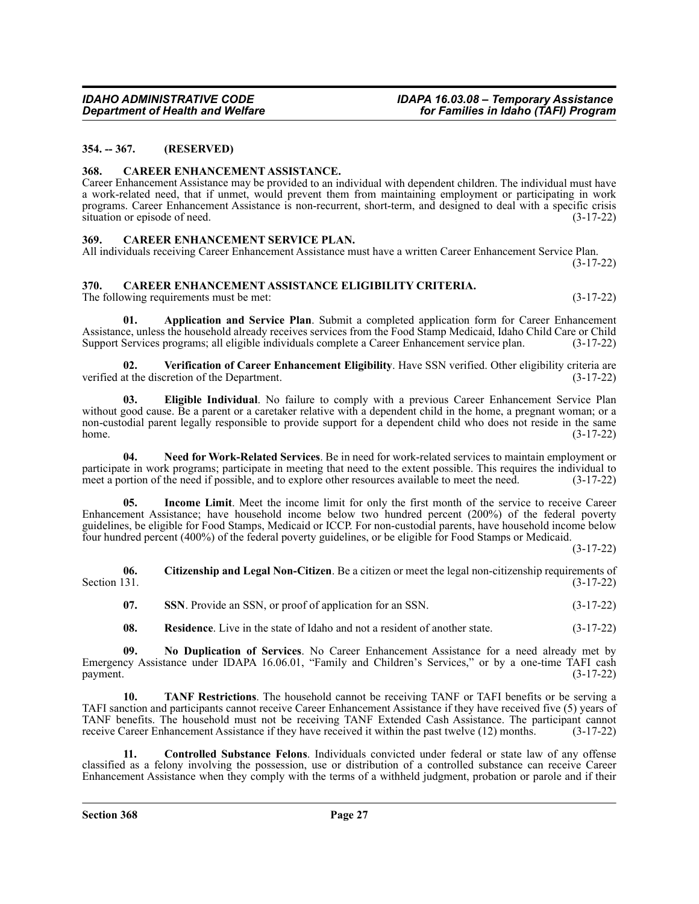### 354. -- 367. (RESERVED)

### 368. CAREER ENHANCEMENT ASSISTANCE.

Career Enhancement Assistance may be provided to an individual with dependent children. The individual must have a work-related need, that if unmet, would prevent them from maintaining employment or participating in work programs. Career Enhancement Assistance is non-recurrent, short-term, and designed to deal with a specific crisis situation or episode of need. (3-17-22)

### 369. CAREER ENHANCEMENT SERVICE PLAN.

All individuals receiving Career Enhancement Assistance must have a written Career Enhancement Service Plan. (3-17-22)

### 370. CAREER ENHANCEMENT ASSISTANCE ELIGIBILITY CRITERIA.

The following requirements must be met: (3-17-22)

**01. Application and Service Plan**. Submit a completed application form for Career Enhancement Assistance, unless the household already receives services from the Food Stamp Medicaid, Idaho Child Care or Child Support Services programs; all eligible individuals complete a Career Enhancement service plan. (3-17-22)

**02. Verification of Career Enhancement Eligibility**. Have SSN verified. Other eligibility criteria are verified at the discretion of the Department. (3-17-22)

**03. Eligible Individual**. No failure to comply with a previous Career Enhancement Service Plan without good cause. Be a parent or a caretaker relative with a dependent child in the home, a pregnant woman; or a non-custodial parent legally responsible to provide support for a dependent child who does not reside in the same home. (3-17-22)

**04. Need for Work-Related Services**. Be in need for work-related services to maintain employment or participate in work programs; participate in meeting that need to the extent possible. This requires the individual to meet a portion of the need if possible, and to explore other resources available to meet the need. (3-17-22)

**05. Income Limit**. Meet the income limit for only the first month of the service to receive Career Enhancement Assistance; have household income below two hundred percent (200%) of the federal poverty guidelines, be eligible for Food Stamps, Medicaid or ICCP. For non-custodial parents, have household income below four hundred percent (400%) of the federal poverty guidelines, or be eligible for Food Stamps or Medicaid. (3-17-22)

**06. Citizenship and Legal Non-Citizen**. Be a citizen or meet the legal non-citizenship requirements of Section 131. (3-17-22)

**07. SSN**. Provide an SSN, or proof of application for an SSN. (3-17-22)

**08. Residence**. Live in the state of Idaho and not a resident of another state. (3-17-22)

**09. No Duplication of Services**. No Career Enhancement Assistance for a need already met by Emergency Assistance under IDAPA 16.06.01, "Family and Children's Services," or by a one-time TAFI cash payment. (3-17-22)

**10. TANF Restrictions**. The household cannot be receiving TANF or TAFI benefits or be serving a TAFI sanction and participants cannot receive Career Enhancement Assistance if they have received five (5) years of TANF benefits. The household must not be receiving TANF Extended Cash Assistance. The participant cannot receive Career Enhancement Assistance if they have received it within the past twelve (12) months. (3-17-22)

**11. Controlled Substance Felons**. Individuals convicted under federal or state law of any offense classified as a felony involving the possession, use or distribution of a controlled substance can receive Career Enhancement Assistance when they comply with the terms of a withheld judgment, probation or parole and if their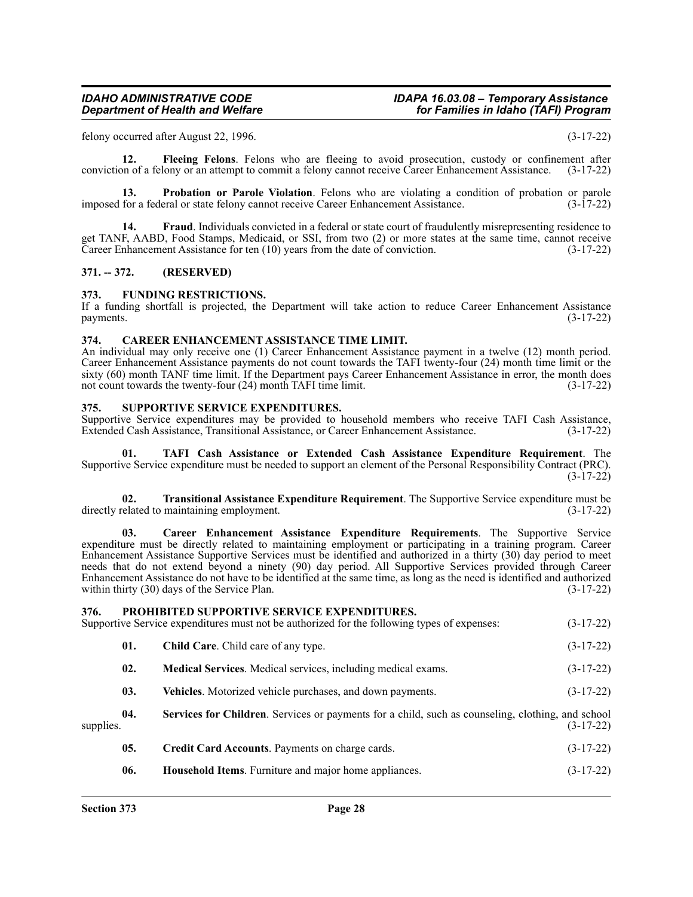felony occurred after August 22, 1996. (3-17-22)

**12. Fleeing Felons**. Felons who are fleeing to avoid prosecution, custody or confinement after conviction of a felony or an attempt to commit a felony cannot receive Career Enhancement Assistance. (3-17-22)

**13. Probation or Parole Violation**. Felons who are violating a condition of probation or parole imposed for a federal or state felony cannot receive Career Enhancement Assistance. (3-17-22)

**14. Fraud**. Individuals convicted in a federal or state court of fraudulently misrepresenting residence to get TANF, AABD, Food Stamps, Medicaid, or SSI, from two (2) or more states at the same time, cannot receive Career Enhancement Assistance for ten (10) years from the date of conviction. (3-17-22)

## 371. -- 372. (RESERVED)

## 373. FUNDING RESTRICTIONS.

If a funding shortfall is projected, the Department will take action to reduce Career Enhancement Assistance payments. (3-17-22)

## 374. CAREER ENHANCEMENT ASSISTANCE TIME LIMIT.

An individual may only receive one (1) Career Enhancement Assistance payment in a twelve (12) month period. Career Enhancement Assistance payments do not count towards the TAFI twenty-four (24) month time limit or the sixty (60) month TANF time limit. If the Department pays Career Enhancement Assistance in error, the month does not count towards the twenty-four (24) month TAFI time limit. (3-17-22)

## 375. SUPPORTIVE SERVICE EXPENDITURES.

Supportive Service expenditures may be provided to household members who receive TAFI Cash Assistance, Extended Cash Assistance, Transitional Assistance, or Career Enhancement Assistance. (3-17-22)

**01. TAFI Cash Assistance or Extended Cash Assistance Expenditure Requirement**. The Supportive Service expenditure must be needed to support an element of the Personal Responsibility Contract (PRC). (3-17-22)

**02. Transitional Assistance Expenditure Requirement**. The Supportive Service expenditure must be directly related to maintaining employment. (3-17-22)

**03. Career Enhancement Assistance Expenditure Requirements**. The Supportive Service expenditure must be directly related to maintaining employment or participating in a training program. Career Enhancement Assistance Supportive Services must be identified and authorized in a thirty (30) day period to meet needs that do not extend beyond a ninety (90) day period. All Supportive Services provided through Career Enhancement Assistance do not have to be identified at the same time, as long as the need is identified and authorized within thirty (30) days of the Service Plan. (3-17-22)

## 376. PROHIBITED SUPPORTIVE SERVICE EXPENDITURES.

Supportive Service expenditures must not be authorized for the following types of expenses: (3-17-22)

**01. Child Care**. Child care of any type. (3-17-22)

**02. Medical Services**. Medical services, including medical exams. (3-17-22)

**03. Vehicles**. Motorized vehicle purchases, and down payments. (3-17-22)

**04. Services for Children**. Services or payments for a child, such as counseling, clothing, and school supplies. (3-17-22)

**05. Credit Card Accounts**. Payments on charge cards. (3-17-22)

**06. Household Items**. Furniture and major home appliances. (3-17-22)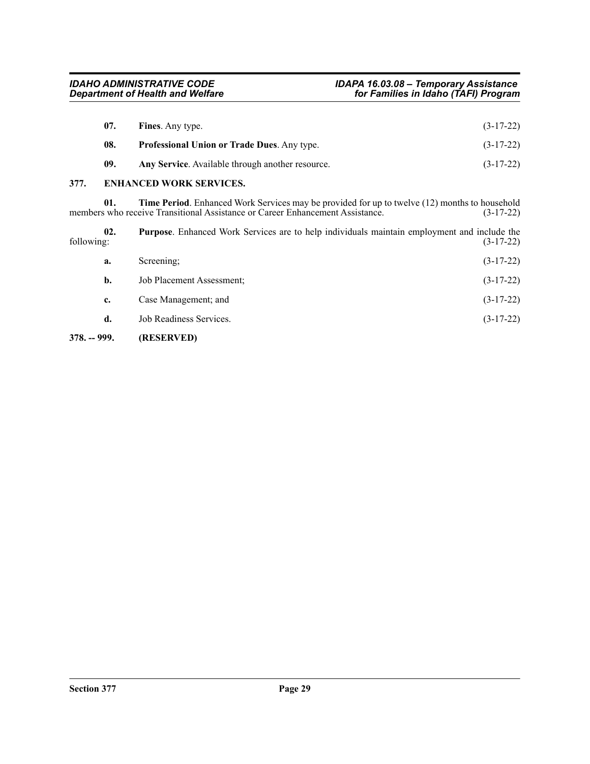**07. Fines**. Any type. (3-17-22)

**08. Professional Union or Trade Dues**. Any type. (3-17-22)

**09. Any Service**. Available through another resource. (3-17-22)

## 377. ENHANCED WORK SERVICES.

**01. Time Period**. Enhanced Work Services may be provided for up to twelve (12) months to household members who receive Transitional Assistance or Career Enhancement Assistance. (3-17-22)

**02. Purpose**. Enhanced Work Services are to help individuals maintain employment and include the following: (3-17-22)

**a.** Screening; (3-17-22)

**b.** Job Placement Assessment; (3-17-22)

**c.** Case Management; and (3-17-22)

**d.** Job Readiness Services. (3-17-22)

## 378. -- 999. (RESERVED)